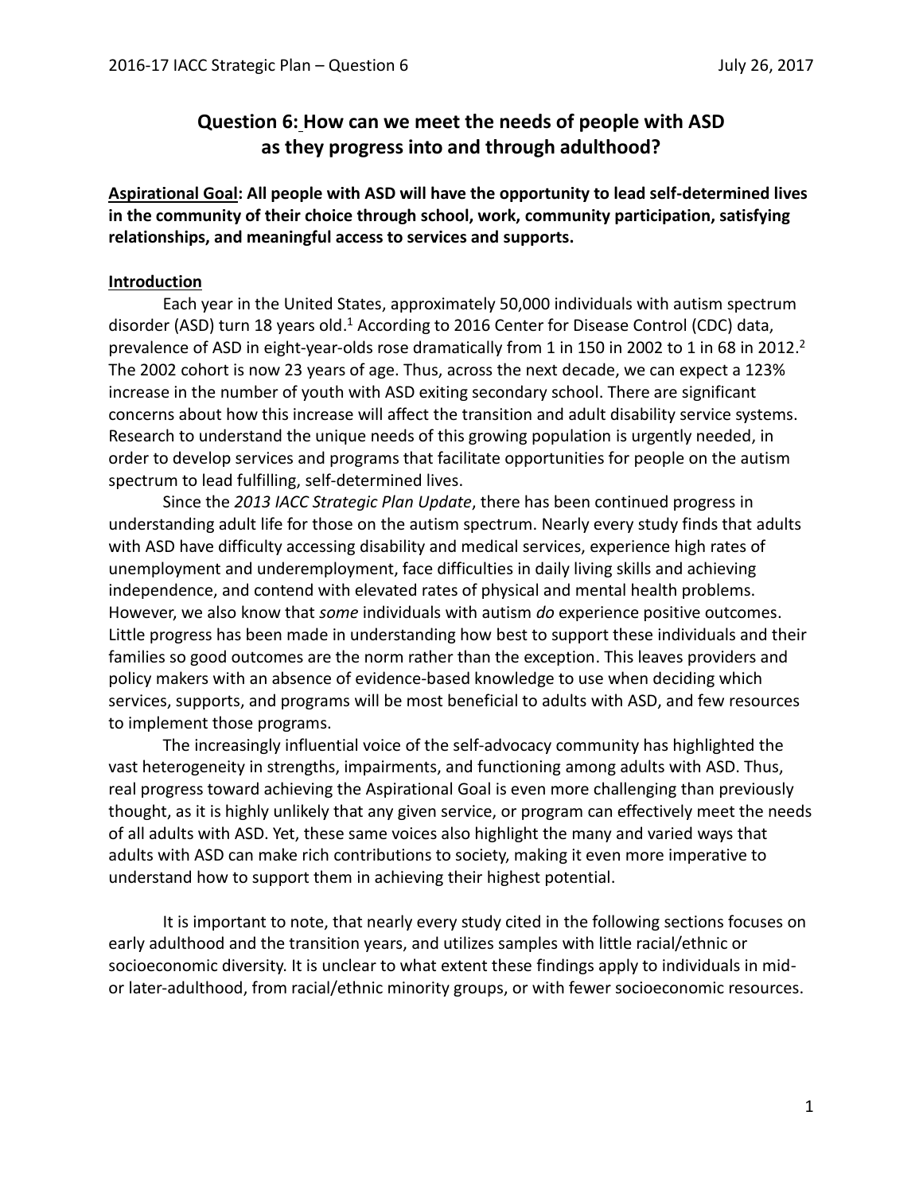# Question 6: How can we meet the needs of people with ASD as they progress into and through adulthood?

**Aspirational Goal: All people with ASD will have the opportunity to lead self-determined lives in the community of their choice through school, work, community participation, satisfying relationships, and meaningful access to services and supports.**

## Introduction

Each year in the United States, approximately 50,000 individuals with autism spectrum disorder (ASD) turn 18 years old.[1] According to 2016 Center for Disease Control (CDC) data, prevalence of ASD in eight-year-olds rose dramatically from 1 in 150 in 2002 to 1 in 68 in 2012.[2] The 2002 cohort is now 23 years of age. Thus, across the next decade, we can expect a 123% increase in the number of youth with ASD exiting secondary school. There are significant concerns about how this increase will affect the transition and adult disability service systems. Research to understand the unique needs of this growing population is urgently needed, in order to develop services and programs that facilitate opportunities for people on the autism spectrum to lead fulfilling, self-determined lives.

Since the *2013 IACC Strategic Plan Update*, there has been continued progress in understanding adult life for those on the autism spectrum. Nearly every study finds that adults with ASD have difficulty accessing disability and medical services, experience high rates of unemployment and underemployment, face difficulties in daily living skills and achieving independence, and contend with elevated rates of physical and mental health problems. However, we also know that *some* individuals with autism *do* experience positive outcomes. Little progress has been made in understanding how best to support these individuals and their families so good outcomes are the norm rather than the exception. This leaves providers and policy makers with an absence of evidence-based knowledge to use when deciding which services, supports, and programs will be most beneficial to adults with ASD, and few resources to implement those programs.

The increasingly influential voice of the self-advocacy community has highlighted the vast heterogeneity in strengths, impairments, and functioning among adults with ASD. Thus, real progress toward achieving the Aspirational Goal is even more challenging than previously thought, as it is highly unlikely that any given service, or program can effectively meet the needs of all adults with ASD. Yet, these same voices also highlight the many and varied ways that adults with ASD can make rich contributions to society, making it even more imperative to understand how to support them in achieving their highest potential.

It is important to note, that nearly every study cited in the following sections focuses on early adulthood and the transition years, and utilizes samples with little racial/ethnic or socioeconomic diversity. It is unclear to what extent these findings apply to individuals in mid- or later-adulthood, from racial/ethnic minority groups, or with fewer socioeconomic resources.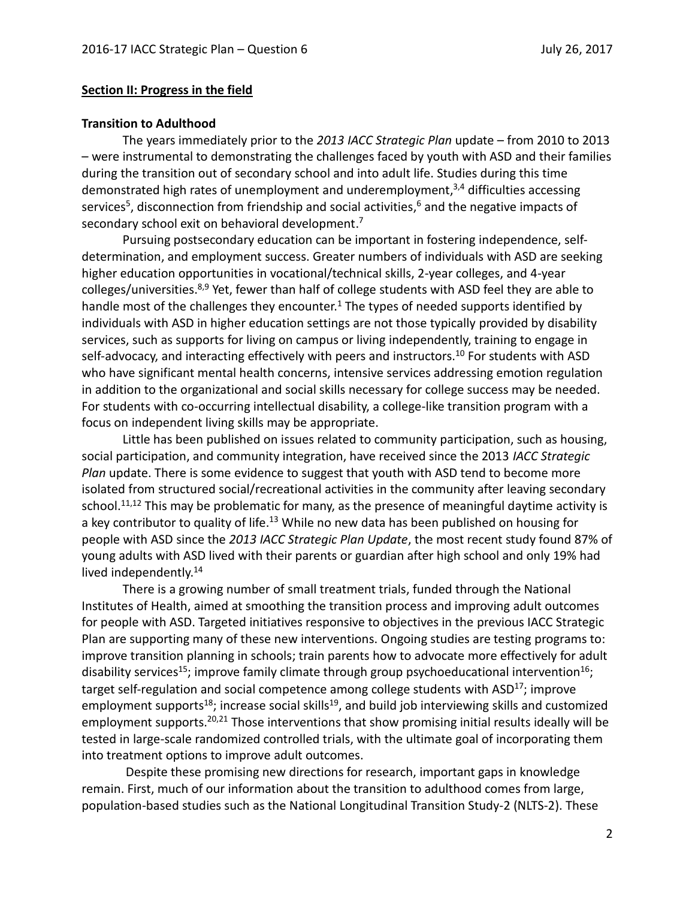**Section II: Progress in the field**

**Transition to Adulthood**

The years immediately prior to the *2013 IACC Strategic Plan* update – from 2010 to 2013 – were instrumental to demonstrating the challenges faced by youth with ASD and their families during the transition out of secondary school and into adult life. Studies during this time demonstrated high rates of unemployment and underemployment,[3,4] difficulties accessing services[5], disconnection from friendship and social activities,[6] and the negative impacts of secondary school exit on behavioral development.[7]

Pursuing postsecondary education can be important in fostering independence, self-determination, and employment success. Greater numbers of individuals with ASD are seeking higher education opportunities in vocational/technical skills, 2-year colleges, and 4-year colleges/universities.[8,9] Yet, fewer than half of college students with ASD feel they are able to handle most of the challenges they encounter.[1] The types of needed supports identified by individuals with ASD in higher education settings are not those typically provided by disability services, such as supports for living on campus or living independently, training to engage in self-advocacy, and interacting effectively with peers and instructors.[10] For students with ASD who have significant mental health concerns, intensive services addressing emotion regulation in addition to the organizational and social skills necessary for college success may be needed. For students with co-occurring intellectual disability, a college-like transition program with a focus on independent living skills may be appropriate.

Little has been published on issues related to community participation, such as housing, social participation, and community integration, have received since the 2013 *IACC Strategic Plan* update. There is some evidence to suggest that youth with ASD tend to become more isolated from structured social/recreational activities in the community after leaving secondary school.[11,12] This may be problematic for many, as the presence of meaningful daytime activity is a key contributor to quality of life.[13] While no new data has been published on housing for people with ASD since the *2013 IACC Strategic Plan Update*, the most recent study found 87% of young adults with ASD lived with their parents or guardian after high school and only 19% had lived independently.[14]

There is a growing number of small treatment trials, funded through the National Institutes of Health, aimed at smoothing the transition process and improving adult outcomes for people with ASD. Targeted initiatives responsive to objectives in the previous IACC Strategic Plan are supporting many of these new interventions. Ongoing studies are testing programs to: improve transition planning in schools; train parents how to advocate more effectively for adult disability services[15]; improve family climate through group psychoeducational intervention[16]; target self-regulation and social competence among college students with ASD[17]; improve employment supports[18]; increase social skills[19], and build job interviewing skills and customized employment supports.[20,21] Those interventions that show promising initial results ideally will be tested in large-scale randomized controlled trials, with the ultimate goal of incorporating them into treatment options to improve adult outcomes.

Despite these promising new directions for research, important gaps in knowledge remain. First, much of our information about the transition to adulthood comes from large, population-based studies such as the National Longitudinal Transition Study-2 (NLTS-2). These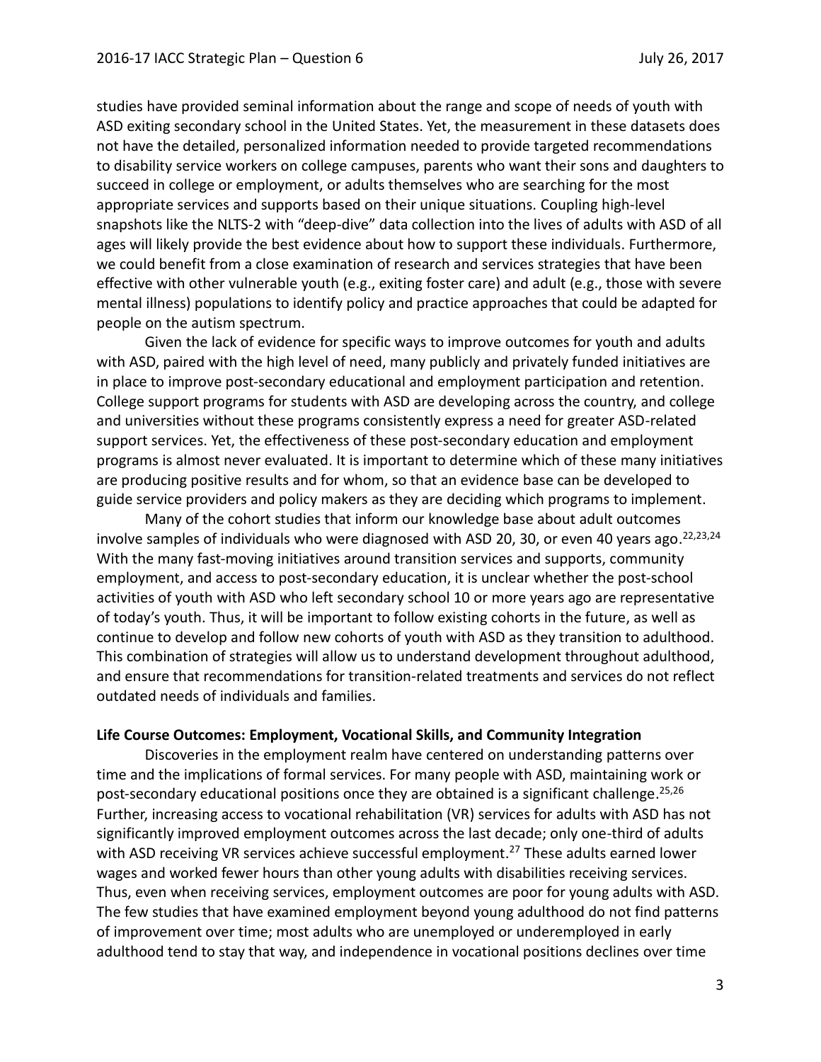studies have provided seminal information about the range and scope of needs of youth with ASD exiting secondary school in the United States. Yet, the measurement in these datasets does not have the detailed, personalized information needed to provide targeted recommendations to disability service workers on college campuses, parents who want their sons and daughters to succeed in college or employment, or adults themselves who are searching for the most appropriate services and supports based on their unique situations. Coupling high-level snapshots like the NLTS-2 with "deep-dive" data collection into the lives of adults with ASD of all ages will likely provide the best evidence about how to support these individuals. Furthermore, we could benefit from a close examination of research and services strategies that have been effective with other vulnerable youth (e.g., exiting foster care) and adult (e.g., those with severe mental illness) populations to identify policy and practice approaches that could be adapted for people on the autism spectrum.

Given the lack of evidence for specific ways to improve outcomes for youth and adults with ASD, paired with the high level of need, many publicly and privately funded initiatives are in place to improve post-secondary educational and employment participation and retention. College support programs for students with ASD are developing across the country, and college and universities without these programs consistently express a need for greater ASD-related support services. Yet, the effectiveness of these post-secondary education and employment programs is almost never evaluated. It is important to determine which of these many initiatives are producing positive results and for whom, so that an evidence base can be developed to guide service providers and policy makers as they are deciding which programs to implement.

Many of the cohort studies that inform our knowledge base about adult outcomes involve samples of individuals who were diagnosed with ASD 20, 30, or even 40 years ago.[22,23,24] With the many fast-moving initiatives around transition services and supports, community employment, and access to post-secondary education, it is unclear whether the post-school activities of youth with ASD who left secondary school 10 or more years ago are representative of today's youth. Thus, it will be important to follow existing cohorts in the future, as well as continue to develop and follow new cohorts of youth with ASD as they transition to adulthood. This combination of strategies will allow us to understand development throughout adulthood, and ensure that recommendations for transition-related treatments and services do not reflect outdated needs of individuals and families.

**Life Course Outcomes: Employment, Vocational Skills, and Community Integration**

Discoveries in the employment realm have centered on understanding patterns over time and the implications of formal services. For many people with ASD, maintaining work or post-secondary educational positions once they are obtained is a significant challenge.[25,26] Further, increasing access to vocational rehabilitation (VR) services for adults with ASD has not significantly improved employment outcomes across the last decade; only one-third of adults with ASD receiving VR services achieve successful employment.[27] These adults earned lower wages and worked fewer hours than other young adults with disabilities receiving services. Thus, even when receiving services, employment outcomes are poor for young adults with ASD. The few studies that have examined employment beyond young adulthood do not find patterns of improvement over time; most adults who are unemployed or underemployed in early adulthood tend to stay that way, and independence in vocational positions declines over time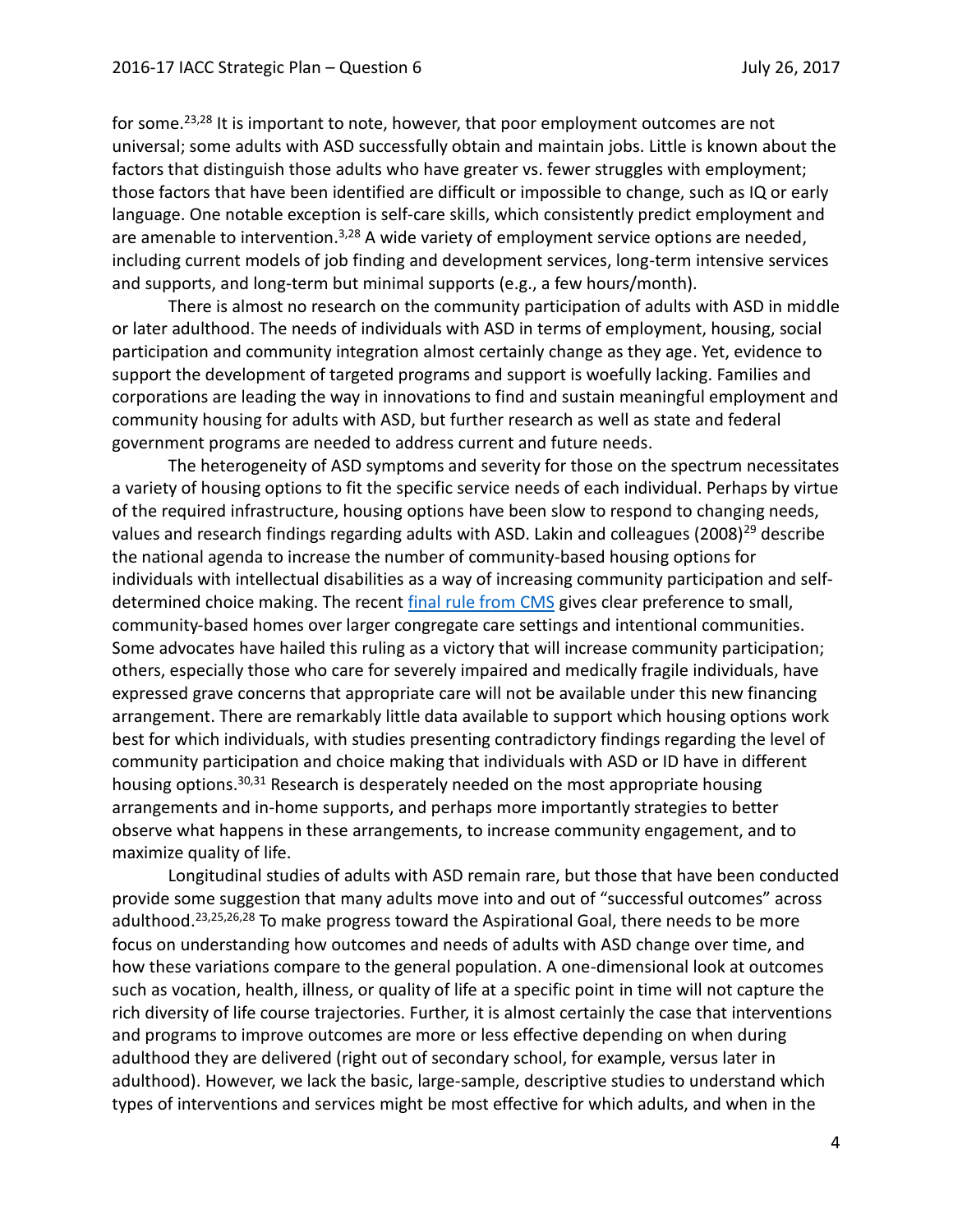for some.[23,28] It is important to note, however, that poor employment outcomes are not universal; some adults with ASD successfully obtain and maintain jobs. Little is known about the factors that distinguish those adults who have greater vs. fewer struggles with employment; those factors that have been identified are difficult or impossible to change, such as IQ or early language. One notable exception is self-care skills, which consistently predict employment and are amenable to intervention.[3,28] A wide variety of employment service options are needed, including current models of job finding and development services, long-term intensive services and supports, and long-term but minimal supports (e.g., a few hours/month).

There is almost no research on the community participation of adults with ASD in middle or later adulthood. The needs of individuals with ASD in terms of employment, housing, social participation and community integration almost certainly change as they age. Yet, evidence to support the development of targeted programs and support is woefully lacking. Families and corporations are leading the way in innovations to find and sustain meaningful employment and community housing for adults with ASD, but further research as well as state and federal government programs are needed to address current and future needs.

The heterogeneity of ASD symptoms and severity for those on the spectrum necessitates a variety of housing options to fit the specific service needs of each individual. Perhaps by virtue of the required infrastructure, housing options have been slow to respond to changing needs, values and research findings regarding adults with ASD. Lakin and colleagues (2008)[29] describe the national agenda to increase the number of community-based housing options for individuals with intellectual disabilities as a way of increasing community participation and self-determined choice making. The recent final rule from CMS gives clear preference to small, community-based homes over larger congregate care settings and intentional communities. Some advocates have hailed this ruling as a victory that will increase community participation; others, especially those who care for severely impaired and medically fragile individuals, have expressed grave concerns that appropriate care will not be available under this new financing arrangement. There are remarkably little data available to support which housing options work best for which individuals, with studies presenting contradictory findings regarding the level of community participation and choice making that individuals with ASD or ID have in different housing options.[30,31] Research is desperately needed on the most appropriate housing arrangements and in-home supports, and perhaps more importantly strategies to better observe what happens in these arrangements, to increase community engagement, and to maximize quality of life.

Longitudinal studies of adults with ASD remain rare, but those that have been conducted provide some suggestion that many adults move into and out of "successful outcomes" across adulthood.[23,25,26,28] To make progress toward the Aspirational Goal, there needs to be more focus on understanding how outcomes and needs of adults with ASD change over time, and how these variations compare to the general population. A one-dimensional look at outcomes such as vocation, health, illness, or quality of life at a specific point in time will not capture the rich diversity of life course trajectories. Further, it is almost certainly the case that interventions and programs to improve outcomes are more or less effective depending on when during adulthood they are delivered (right out of secondary school, for example, versus later in adulthood). However, we lack the basic, large-sample, descriptive studies to understand which types of interventions and services might be most effective for which adults, and when in the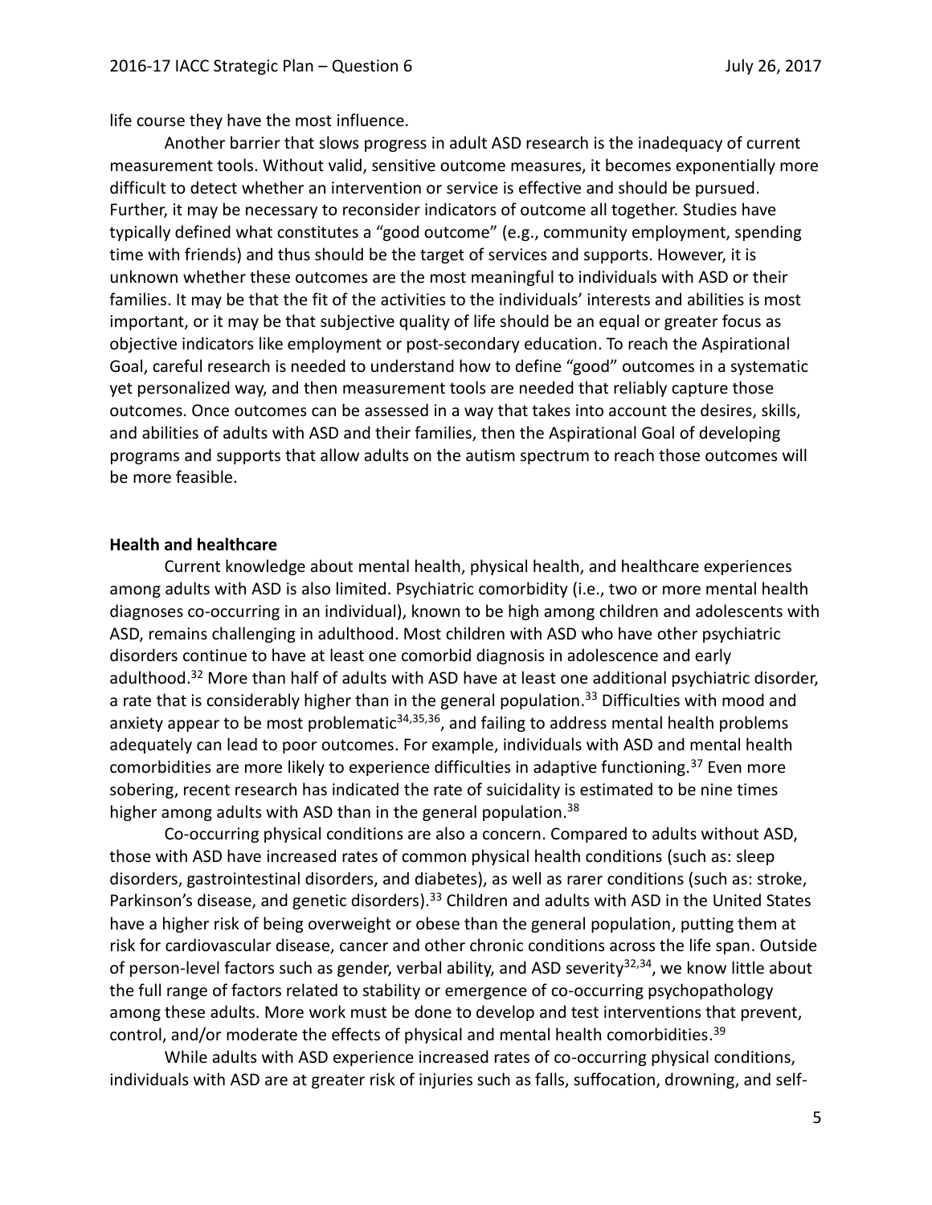life course they have the most influence.

Another barrier that slows progress in adult ASD research is the inadequacy of current measurement tools. Without valid, sensitive outcome measures, it becomes exponentially more difficult to detect whether an intervention or service is effective and should be pursued. Further, it may be necessary to reconsider indicators of outcome all together. Studies have typically defined what constitutes a "good outcome" (e.g., community employment, spending time with friends) and thus should be the target of services and supports. However, it is unknown whether these outcomes are the most meaningful to individuals with ASD or their families. It may be that the fit of the activities to the individuals' interests and abilities is most important, or it may be that subjective quality of life should be an equal or greater focus as objective indicators like employment or post-secondary education. To reach the Aspirational Goal, careful research is needed to understand how to define "good" outcomes in a systematic yet personalized way, and then measurement tools are needed that reliably capture those outcomes. Once outcomes can be assessed in a way that takes into account the desires, skills, and abilities of adults with ASD and their families, then the Aspirational Goal of developing programs and supports that allow adults on the autism spectrum to reach those outcomes will be more feasible.

**Health and healthcare**

Current knowledge about mental health, physical health, and healthcare experiences among adults with ASD is also limited. Psychiatric comorbidity (i.e., two or more mental health diagnoses co-occurring in an individual), known to be high among children and adolescents with ASD, remains challenging in adulthood. Most children with ASD who have other psychiatric disorders continue to have at least one comorbid diagnosis in adolescence and early adulthood.[32] More than half of adults with ASD have at least one additional psychiatric disorder, a rate that is considerably higher than in the general population.[33] Difficulties with mood and anxiety appear to be most problematic[34,35,36], and failing to address mental health problems adequately can lead to poor outcomes. For example, individuals with ASD and mental health comorbidities are more likely to experience difficulties in adaptive functioning.[37] Even more sobering, recent research has indicated the rate of suicidality is estimated to be nine times higher among adults with ASD than in the general population.[38]

Co-occurring physical conditions are also a concern. Compared to adults without ASD, those with ASD have increased rates of common physical health conditions (such as: sleep disorders, gastrointestinal disorders, and diabetes), as well as rarer conditions (such as: stroke, Parkinson's disease, and genetic disorders).[33] Children and adults with ASD in the United States have a higher risk of being overweight or obese than the general population, putting them at risk for cardiovascular disease, cancer and other chronic conditions across the life span. Outside of person-level factors such as gender, verbal ability, and ASD severity[32,34], we know little about the full range of factors related to stability or emergence of co-occurring psychopathology among these adults. More work must be done to develop and test interventions that prevent, control, and/or moderate the effects of physical and mental health comorbidities.[39]

While adults with ASD experience increased rates of co-occurring physical conditions, individuals with ASD are at greater risk of injuries such as falls, suffocation, drowning, and self-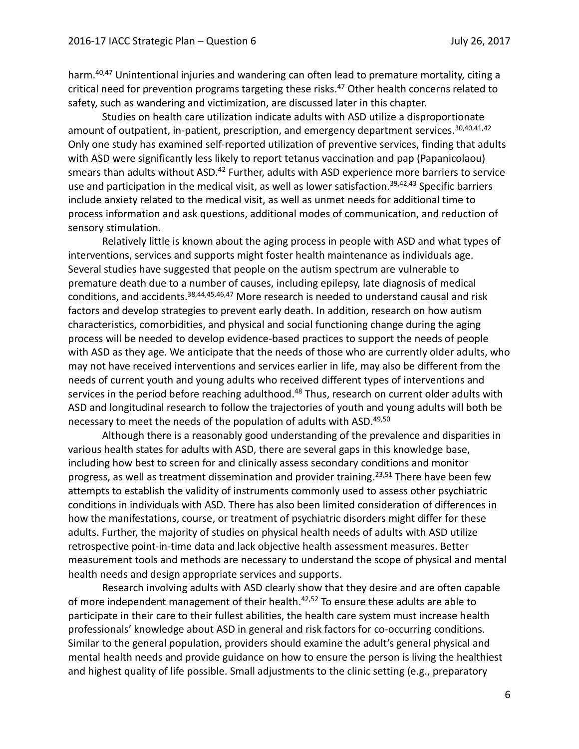harm.[40,47] Unintentional injuries and wandering can often lead to premature mortality, citing a critical need for prevention programs targeting these risks.[47] Other health concerns related to safety, such as wandering and victimization, are discussed later in this chapter.

Studies on health care utilization indicate adults with ASD utilize a disproportionate amount of outpatient, in-patient, prescription, and emergency department services.[30,40,41,42] Only one study has examined self-reported utilization of preventive services, finding that adults with ASD were significantly less likely to report tetanus vaccination and pap (Papanicolaou) smears than adults without ASD.[42] Further, adults with ASD experience more barriers to service use and participation in the medical visit, as well as lower satisfaction.[39,42,43] Specific barriers include anxiety related to the medical visit, as well as unmet needs for additional time to process information and ask questions, additional modes of communication, and reduction of sensory stimulation.

Relatively little is known about the aging process in people with ASD and what types of interventions, services and supports might foster health maintenance as individuals age. Several studies have suggested that people on the autism spectrum are vulnerable to premature death due to a number of causes, including epilepsy, late diagnosis of medical conditions, and accidents.[38,44,45,46,47] More research is needed to understand causal and risk factors and develop strategies to prevent early death. In addition, research on how autism characteristics, comorbidities, and physical and social functioning change during the aging process will be needed to develop evidence-based practices to support the needs of people with ASD as they age. We anticipate that the needs of those who are currently older adults, who may not have received interventions and services earlier in life, may also be different from the needs of current youth and young adults who received different types of interventions and services in the period before reaching adulthood.[48] Thus, research on current older adults with ASD and longitudinal research to follow the trajectories of youth and young adults will both be necessary to meet the needs of the population of adults with ASD.[49,50]

Although there is a reasonably good understanding of the prevalence and disparities in various health states for adults with ASD, there are several gaps in this knowledge base, including how best to screen for and clinically assess secondary conditions and monitor progress, as well as treatment dissemination and provider training.[23,51] There have been few attempts to establish the validity of instruments commonly used to assess other psychiatric conditions in individuals with ASD. There has also been limited consideration of differences in how the manifestations, course, or treatment of psychiatric disorders might differ for these adults. Further, the majority of studies on physical health needs of adults with ASD utilize retrospective point-in-time data and lack objective health assessment measures. Better measurement tools and methods are necessary to understand the scope of physical and mental health needs and design appropriate services and supports.

Research involving adults with ASD clearly show that they desire and are often capable of more independent management of their health.[42,52] To ensure these adults are able to participate in their care to their fullest abilities, the health care system must increase health professionals' knowledge about ASD in general and risk factors for co-occurring conditions. Similar to the general population, providers should examine the adult's general physical and mental health needs and provide guidance on how to ensure the person is living the healthiest and highest quality of life possible. Small adjustments to the clinic setting (e.g., preparatory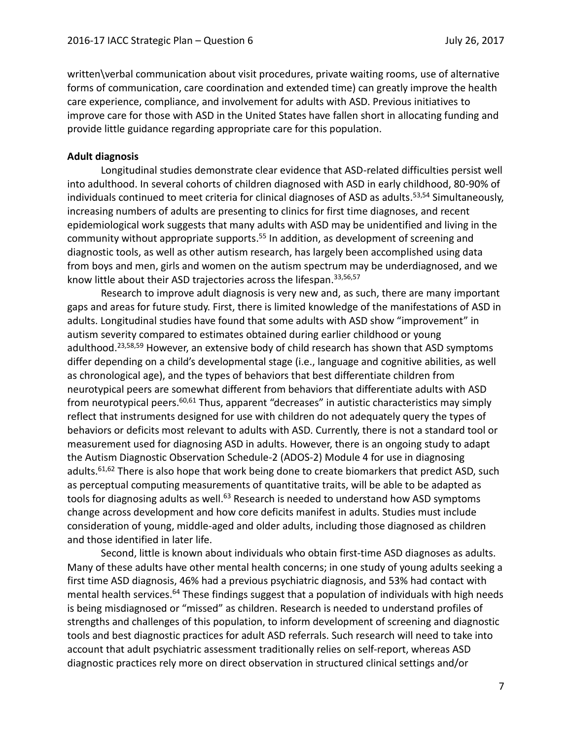written\verbal communication about visit procedures, private waiting rooms, use of alternative forms of communication, care coordination and extended time) can greatly improve the health care experience, compliance, and involvement for adults with ASD. Previous initiatives to improve care for those with ASD in the United States have fallen short in allocating funding and provide little guidance regarding appropriate care for this population.

**Adult diagnosis**

Longitudinal studies demonstrate clear evidence that ASD-related difficulties persist well into adulthood. In several cohorts of children diagnosed with ASD in early childhood, 80-90% of individuals continued to meet criteria for clinical diagnoses of ASD as adults.[53,54] Simultaneously, increasing numbers of adults are presenting to clinics for first time diagnoses, and recent epidemiological work suggests that many adults with ASD may be unidentified and living in the community without appropriate supports.[55] In addition, as development of screening and diagnostic tools, as well as other autism research, has largely been accomplished using data from boys and men, girls and women on the autism spectrum may be underdiagnosed, and we know little about their ASD trajectories across the lifespan.[33,56,57]

Research to improve adult diagnosis is very new and, as such, there are many important gaps and areas for future study. First, there is limited knowledge of the manifestations of ASD in adults. Longitudinal studies have found that some adults with ASD show "improvement" in autism severity compared to estimates obtained during earlier childhood or young adulthood.[23,58,59] However, an extensive body of child research has shown that ASD symptoms differ depending on a child's developmental stage (i.e., language and cognitive abilities, as well as chronological age), and the types of behaviors that best differentiate children from neurotypical peers are somewhat different from behaviors that differentiate adults with ASD from neurotypical peers.[60,61] Thus, apparent "decreases" in autistic characteristics may simply reflect that instruments designed for use with children do not adequately query the types of behaviors or deficits most relevant to adults with ASD. Currently, there is not a standard tool or measurement used for diagnosing ASD in adults. However, there is an ongoing study to adapt the Autism Diagnostic Observation Schedule-2 (ADOS-2) Module 4 for use in diagnosing adults.[61,62] There is also hope that work being done to create biomarkers that predict ASD, such as perceptual computing measurements of quantitative traits, will be able to be adapted as tools for diagnosing adults as well.[63] Research is needed to understand how ASD symptoms change across development and how core deficits manifest in adults. Studies must include consideration of young, middle-aged and older adults, including those diagnosed as children and those identified in later life.

Second, little is known about individuals who obtain first-time ASD diagnoses as adults. Many of these adults have other mental health concerns; in one study of young adults seeking a first time ASD diagnosis, 46% had a previous psychiatric diagnosis, and 53% had contact with mental health services.[64] These findings suggest that a population of individuals with high needs is being misdiagnosed or "missed" as children. Research is needed to understand profiles of strengths and challenges of this population, to inform development of screening and diagnostic tools and best diagnostic practices for adult ASD referrals. Such research will need to take into account that adult psychiatric assessment traditionally relies on self-report, whereas ASD diagnostic practices rely more on direct observation in structured clinical settings and/or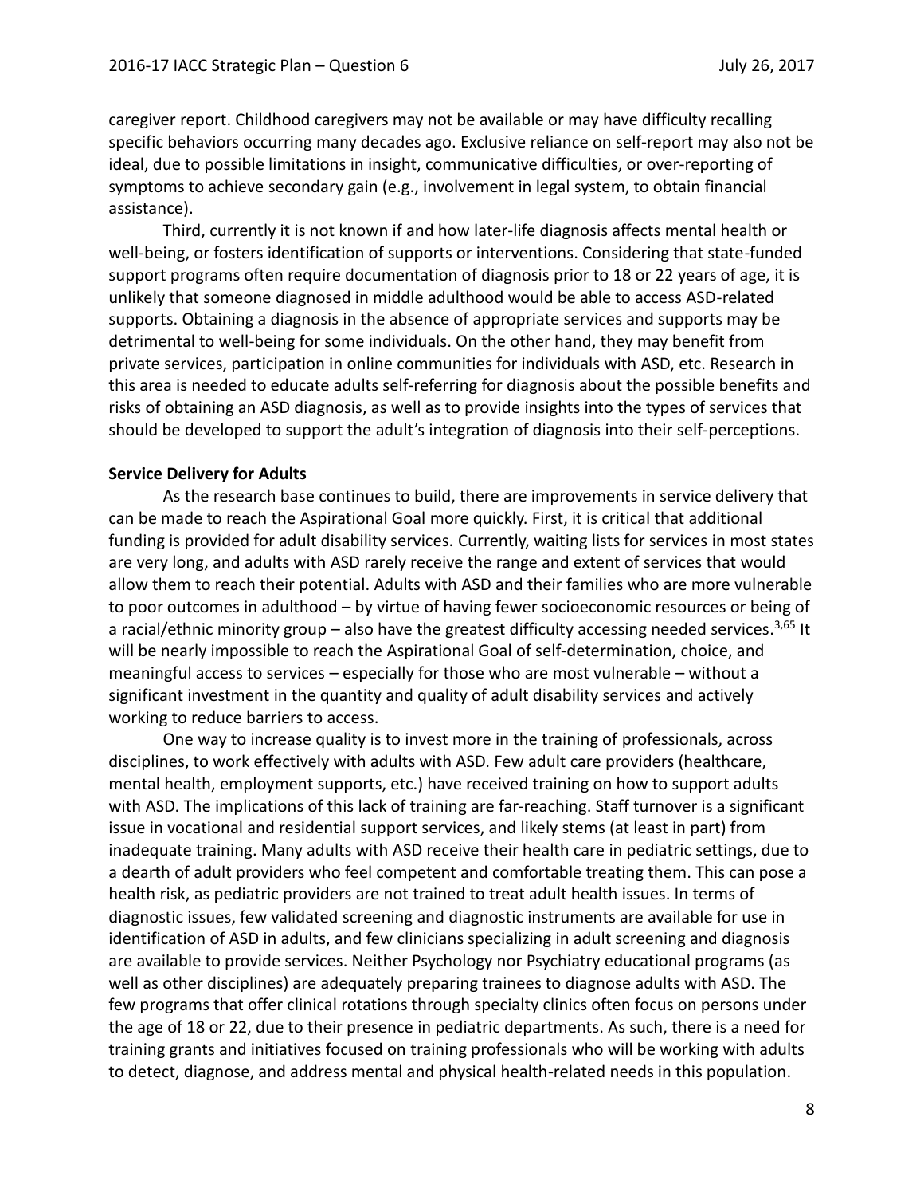caregiver report. Childhood caregivers may not be available or may have difficulty recalling specific behaviors occurring many decades ago. Exclusive reliance on self-report may also not be ideal, due to possible limitations in insight, communicative difficulties, or over-reporting of symptoms to achieve secondary gain (e.g., involvement in legal system, to obtain financial assistance).

Third, currently it is not known if and how later-life diagnosis affects mental health or well-being, or fosters identification of supports or interventions. Considering that state-funded support programs often require documentation of diagnosis prior to 18 or 22 years of age, it is unlikely that someone diagnosed in middle adulthood would be able to access ASD-related supports. Obtaining a diagnosis in the absence of appropriate services and supports may be detrimental to well-being for some individuals. On the other hand, they may benefit from private services, participation in online communities for individuals with ASD, etc. Research in this area is needed to educate adults self-referring for diagnosis about the possible benefits and risks of obtaining an ASD diagnosis, as well as to provide insights into the types of services that should be developed to support the adult's integration of diagnosis into their self-perceptions.

**Service Delivery for Adults**

As the research base continues to build, there are improvements in service delivery that can be made to reach the Aspirational Goal more quickly. First, it is critical that additional funding is provided for adult disability services. Currently, waiting lists for services in most states are very long, and adults with ASD rarely receive the range and extent of services that would allow them to reach their potential. Adults with ASD and their families who are more vulnerable to poor outcomes in adulthood – by virtue of having fewer socioeconomic resources or being of a racial/ethnic minority group – also have the greatest difficulty accessing needed services.[3,65] It will be nearly impossible to reach the Aspirational Goal of self-determination, choice, and meaningful access to services – especially for those who are most vulnerable – without a significant investment in the quantity and quality of adult disability services and actively working to reduce barriers to access.

One way to increase quality is to invest more in the training of professionals, across disciplines, to work effectively with adults with ASD. Few adult care providers (healthcare, mental health, employment supports, etc.) have received training on how to support adults with ASD. The implications of this lack of training are far-reaching. Staff turnover is a significant issue in vocational and residential support services, and likely stems (at least in part) from inadequate training. Many adults with ASD receive their health care in pediatric settings, due to a dearth of adult providers who feel competent and comfortable treating them. This can pose a health risk, as pediatric providers are not trained to treat adult health issues. In terms of diagnostic issues, few validated screening and diagnostic instruments are available for use in identification of ASD in adults, and few clinicians specializing in adult screening and diagnosis are available to provide services. Neither Psychology nor Psychiatry educational programs (as well as other disciplines) are adequately preparing trainees to diagnose adults with ASD. The few programs that offer clinical rotations through specialty clinics often focus on persons under the age of 18 or 22, due to their presence in pediatric departments. As such, there is a need for training grants and initiatives focused on training professionals who will be working with adults to detect, diagnose, and address mental and physical health-related needs in this population.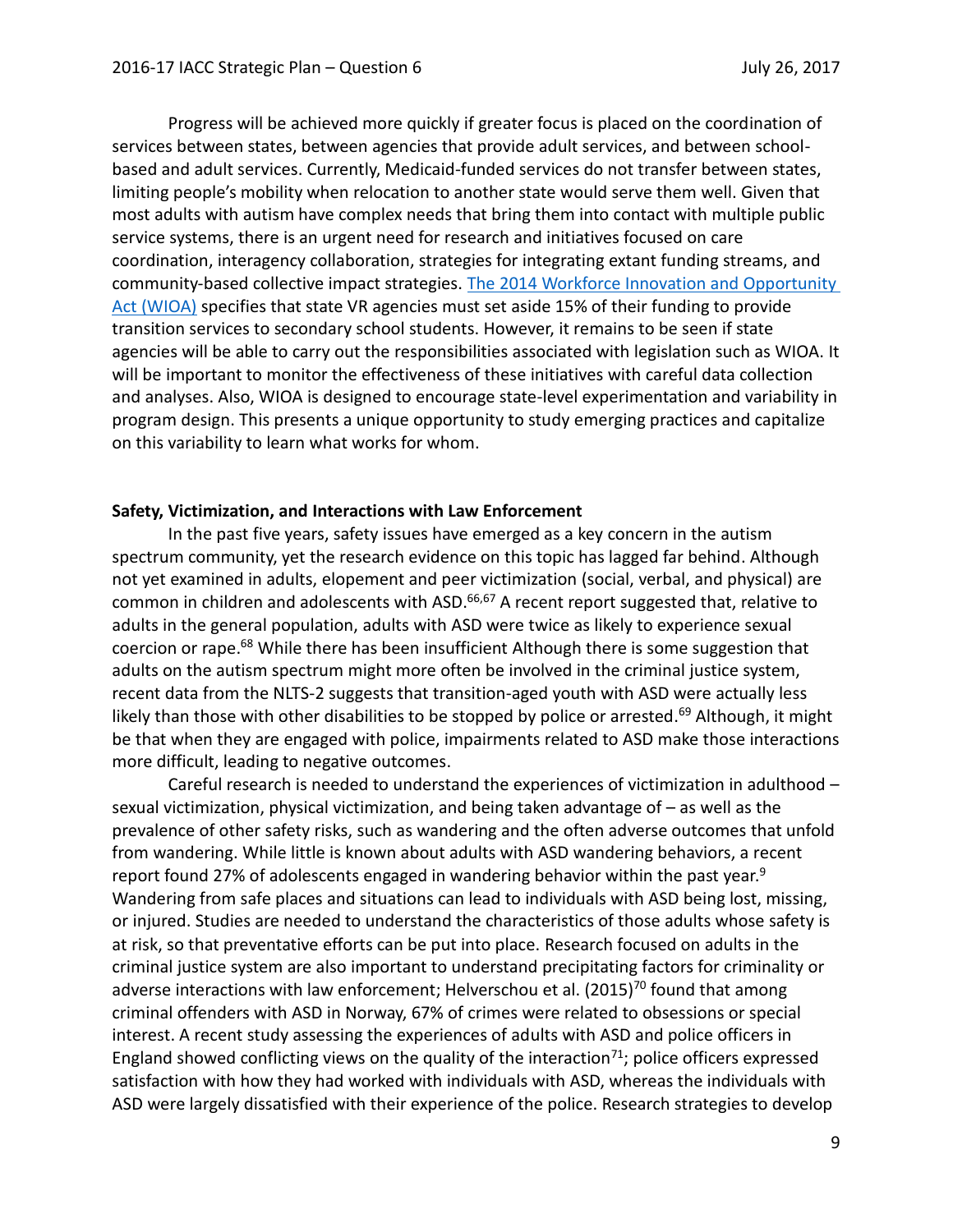Progress will be achieved more quickly if greater focus is placed on the coordination of services between states, between agencies that provide adult services, and between school-based and adult services. Currently, Medicaid-funded services do not transfer between states, limiting people's mobility when relocation to another state would serve them well. Given that most adults with autism have complex needs that bring them into contact with multiple public service systems, there is an urgent need for research and initiatives focused on care coordination, interagency collaboration, strategies for integrating extant funding streams, and community-based collective impact strategies. [The 2014 Workforce Innovation and Opportunity Act (WIOA)] specifies that state VR agencies must set aside 15% of their funding to provide transition services to secondary school students. However, it remains to be seen if state agencies will be able to carry out the responsibilities associated with legislation such as WIOA. It will be important to monitor the effectiveness of these initiatives with careful data collection and analyses. Also, WIOA is designed to encourage state-level experimentation and variability in program design. This presents a unique opportunity to study emerging practices and capitalize on this variability to learn what works for whom.

**Safety, Victimization, and Interactions with Law Enforcement**

In the past five years, safety issues have emerged as a key concern in the autism spectrum community, yet the research evidence on this topic has lagged far behind. Although not yet examined in adults, elopement and peer victimization (social, verbal, and physical) are common in children and adolescents with ASD.[66,67] A recent report suggested that, relative to adults in the general population, adults with ASD were twice as likely to experience sexual coercion or rape.[68] While there has been insufficient Although there is some suggestion that adults on the autism spectrum might more often be involved in the criminal justice system, recent data from the NLTS-2 suggests that transition-aged youth with ASD were actually less likely than those with other disabilities to be stopped by police or arrested.[69] Although, it might be that when they are engaged with police, impairments related to ASD make those interactions more difficult, leading to negative outcomes.

Careful research is needed to understand the experiences of victimization in adulthood – sexual victimization, physical victimization, and being taken advantage of – as well as the prevalence of other safety risks, such as wandering and the often adverse outcomes that unfold from wandering. While little is known about adults with ASD wandering behaviors, a recent report found 27% of adolescents engaged in wandering behavior within the past year.[9] Wandering from safe places and situations can lead to individuals with ASD being lost, missing, or injured. Studies are needed to understand the characteristics of those adults whose safety is at risk, so that preventative efforts can be put into place. Research focused on adults in the criminal justice system are also important to understand precipitating factors for criminality or adverse interactions with law enforcement; Helverschou et al. (2015)[70] found that among criminal offenders with ASD in Norway, 67% of crimes were related to obsessions or special interest. A recent study assessing the experiences of adults with ASD and police officers in England showed conflicting views on the quality of the interaction[71]; police officers expressed satisfaction with how they had worked with individuals with ASD, whereas the individuals with ASD were largely dissatisfied with their experience of the police. Research strategies to develop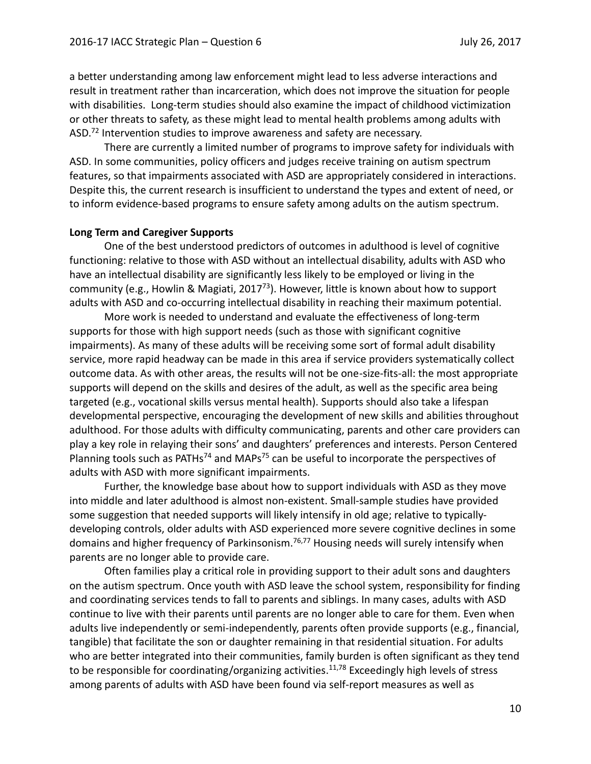a better understanding among law enforcement might lead to less adverse interactions and result in treatment rather than incarceration, which does not improve the situation for people with disabilities. Long-term studies should also examine the impact of childhood victimization or other threats to safety, as these might lead to mental health problems among adults with ASD.[72] Intervention studies to improve awareness and safety are necessary.

There are currently a limited number of programs to improve safety for individuals with ASD. In some communities, policy officers and judges receive training on autism spectrum features, so that impairments associated with ASD are appropriately considered in interactions. Despite this, the current research is insufficient to understand the types and extent of need, or to inform evidence-based programs to ensure safety among adults on the autism spectrum.

**Long Term and Caregiver Supports**

One of the best understood predictors of outcomes in adulthood is level of cognitive functioning: relative to those with ASD without an intellectual disability, adults with ASD who have an intellectual disability are significantly less likely to be employed or living in the community (e.g., Howlin & Magiati, 2017[73]). However, little is known about how to support adults with ASD and co-occurring intellectual disability in reaching their maximum potential.

More work is needed to understand and evaluate the effectiveness of long-term supports for those with high support needs (such as those with significant cognitive impairments). As many of these adults will be receiving some sort of formal adult disability service, more rapid headway can be made in this area if service providers systematically collect outcome data. As with other areas, the results will not be one-size-fits-all: the most appropriate supports will depend on the skills and desires of the adult, as well as the specific area being targeted (e.g., vocational skills versus mental health). Supports should also take a lifespan developmental perspective, encouraging the development of new skills and abilities throughout adulthood. For those adults with difficulty communicating, parents and other care providers can play a key role in relaying their sons' and daughters' preferences and interests. Person Centered Planning tools such as PATHs[74] and MAPs[75] can be useful to incorporate the perspectives of adults with ASD with more significant impairments.

Further, the knowledge base about how to support individuals with ASD as they move into middle and later adulthood is almost non-existent. Small-sample studies have provided some suggestion that needed supports will likely intensify in old age; relative to typically-developing controls, older adults with ASD experienced more severe cognitive declines in some domains and higher frequency of Parkinsonism.[76,77] Housing needs will surely intensify when parents are no longer able to provide care.

Often families play a critical role in providing support to their adult sons and daughters on the autism spectrum. Once youth with ASD leave the school system, responsibility for finding and coordinating services tends to fall to parents and siblings. In many cases, adults with ASD continue to live with their parents until parents are no longer able to care for them. Even when adults live independently or semi-independently, parents often provide supports (e.g., financial, tangible) that facilitate the son or daughter remaining in that residential situation. For adults who are better integrated into their communities, family burden is often significant as they tend to be responsible for coordinating/organizing activities.[11,78] Exceedingly high levels of stress among parents of adults with ASD have been found via self-report measures as well as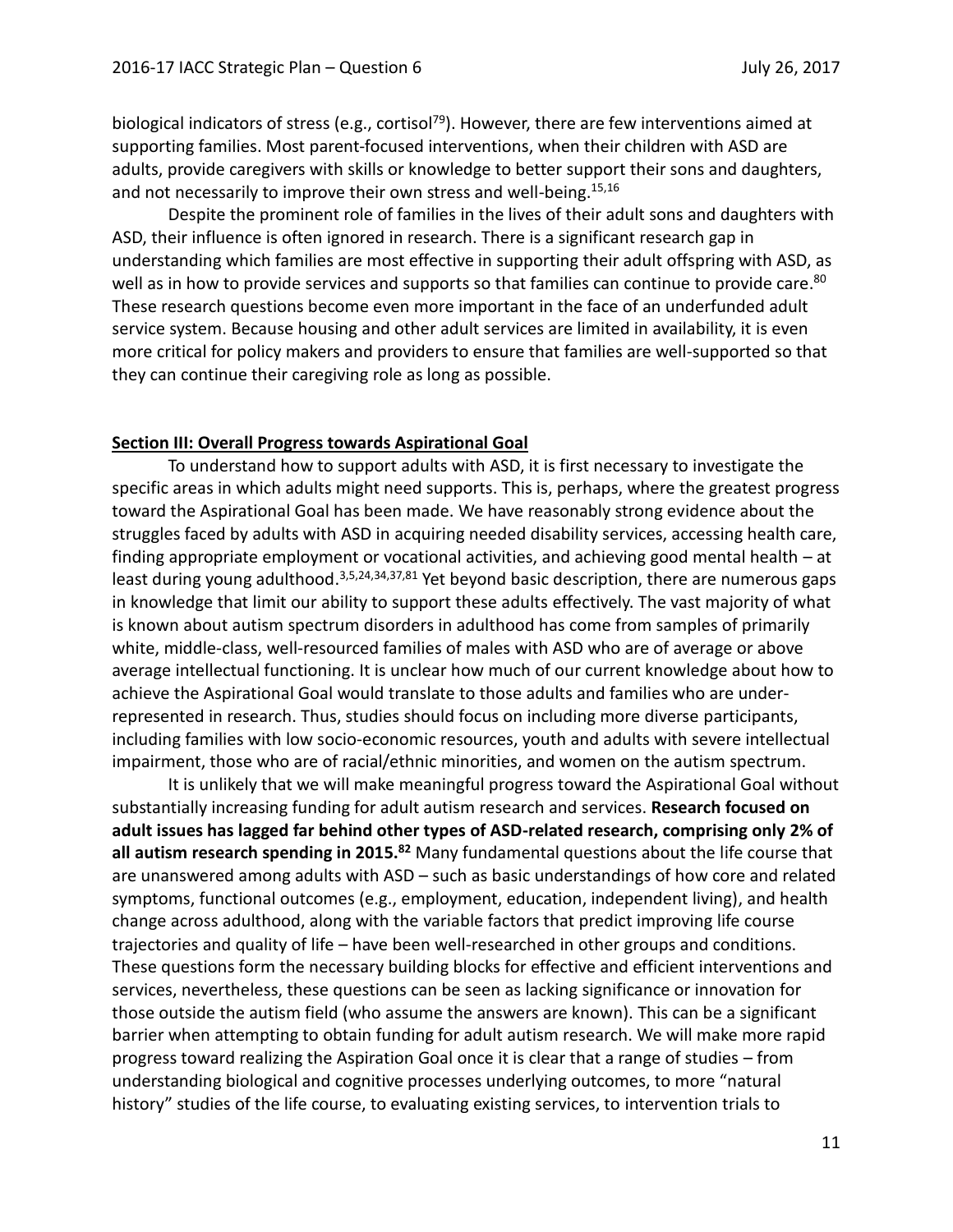biological indicators of stress (e.g., cortisol[79]). However, there are few interventions aimed at supporting families. Most parent-focused interventions, when their children with ASD are adults, provide caregivers with skills or knowledge to better support their sons and daughters, and not necessarily to improve their own stress and well-being.[15,16]

Despite the prominent role of families in the lives of their adult sons and daughters with ASD, their influence is often ignored in research. There is a significant research gap in understanding which families are most effective in supporting their adult offspring with ASD, as well as in how to provide services and supports so that families can continue to provide care.[80] These research questions become even more important in the face of an underfunded adult service system. Because housing and other adult services are limited in availability, it is even more critical for policy makers and providers to ensure that families are well-supported so that they can continue their caregiving role as long as possible.

## Section III: Overall Progress towards Aspirational Goal

To understand how to support adults with ASD, it is first necessary to investigate the specific areas in which adults might need supports. This is, perhaps, where the greatest progress toward the Aspirational Goal has been made. We have reasonably strong evidence about the struggles faced by adults with ASD in acquiring needed disability services, accessing health care, finding appropriate employment or vocational activities, and achieving good mental health – at least during young adulthood.[3,5,24,34,37,81] Yet beyond basic description, there are numerous gaps in knowledge that limit our ability to support these adults effectively. The vast majority of what is known about autism spectrum disorders in adulthood has come from samples of primarily white, middle-class, well-resourced families of males with ASD who are of average or above average intellectual functioning. It is unclear how much of our current knowledge about how to achieve the Aspirational Goal would translate to those adults and families who are under-represented in research. Thus, studies should focus on including more diverse participants, including families with low socio-economic resources, youth and adults with severe intellectual impairment, those who are of racial/ethnic minorities, and women on the autism spectrum.

It is unlikely that we will make meaningful progress toward the Aspirational Goal without substantially increasing funding for adult autism research and services. **Research focused on adult issues has lagged far behind other types of ASD-related research, comprising only 2% of all autism research spending in 2015.[82]** Many fundamental questions about the life course that are unanswered among adults with ASD – such as basic understandings of how core and related symptoms, functional outcomes (e.g., employment, education, independent living), and health change across adulthood, along with the variable factors that predict improving life course trajectories and quality of life – have been well-researched in other groups and conditions. These questions form the necessary building blocks for effective and efficient interventions and services, nevertheless, these questions can be seen as lacking significance or innovation for those outside the autism field (who assume the answers are known). This can be a significant barrier when attempting to obtain funding for adult autism research. We will make more rapid progress toward realizing the Aspiration Goal once it is clear that a range of studies – from understanding biological and cognitive processes underlying outcomes, to more "natural history" studies of the life course, to evaluating existing services, to intervention trials to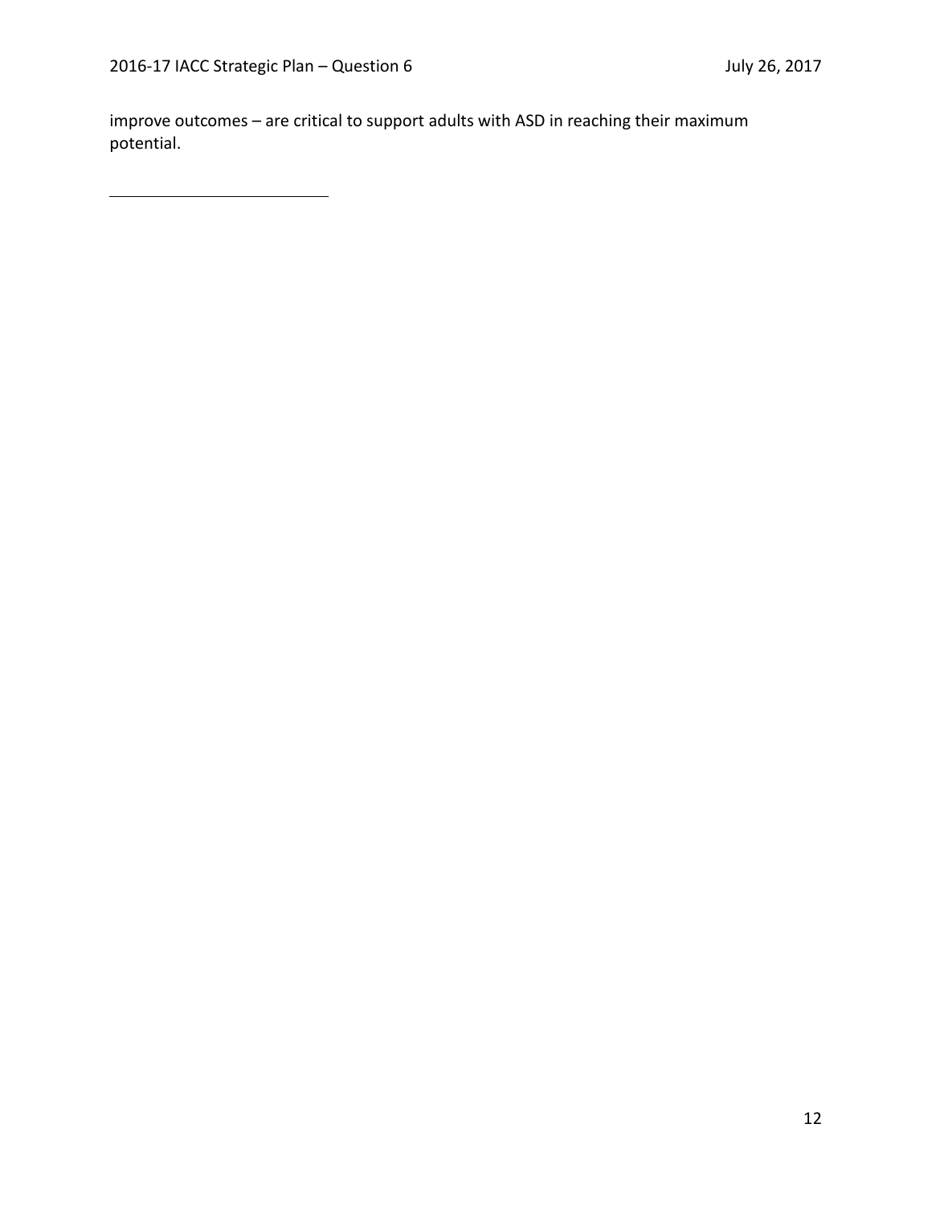improve outcomes – are critical to support adults with ASD in reaching their maximum potential.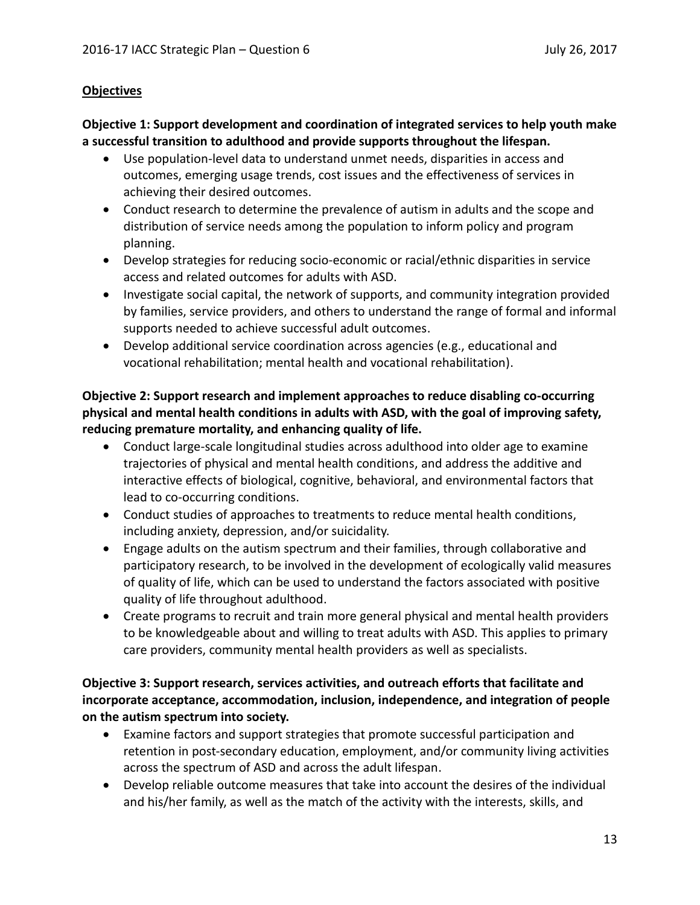**Objectives**

**Objective 1: Support development and coordination of integrated services to help youth make a successful transition to adulthood and provide supports throughout the lifespan.**

- Use population-level data to understand unmet needs, disparities in access and outcomes, emerging usage trends, cost issues and the effectiveness of services in achieving their desired outcomes.
- Conduct research to determine the prevalence of autism in adults and the scope and distribution of service needs among the population to inform policy and program planning.
- Develop strategies for reducing socio-economic or racial/ethnic disparities in service access and related outcomes for adults with ASD.
- Investigate social capital, the network of supports, and community integration provided by families, service providers, and others to understand the range of formal and informal supports needed to achieve successful adult outcomes.
- Develop additional service coordination across agencies (e.g., educational and vocational rehabilitation; mental health and vocational rehabilitation).

**Objective 2: Support research and implement approaches to reduce disabling co-occurring physical and mental health conditions in adults with ASD, with the goal of improving safety, reducing premature mortality, and enhancing quality of life.**

- Conduct large-scale longitudinal studies across adulthood into older age to examine trajectories of physical and mental health conditions, and address the additive and interactive effects of biological, cognitive, behavioral, and environmental factors that lead to co-occurring conditions.
- Conduct studies of approaches to treatments to reduce mental health conditions, including anxiety, depression, and/or suicidality.
- Engage adults on the autism spectrum and their families, through collaborative and participatory research, to be involved in the development of ecologically valid measures of quality of life, which can be used to understand the factors associated with positive quality of life throughout adulthood.
- Create programs to recruit and train more general physical and mental health providers to be knowledgeable about and willing to treat adults with ASD. This applies to primary care providers, community mental health providers as well as specialists.

**Objective 3: Support research, services activities, and outreach efforts that facilitate and incorporate acceptance, accommodation, inclusion, independence, and integration of people on the autism spectrum into society.**

- Examine factors and support strategies that promote successful participation and retention in post-secondary education, employment, and/or community living activities across the spectrum of ASD and across the adult lifespan.
- Develop reliable outcome measures that take into account the desires of the individual and his/her family, as well as the match of the activity with the interests, skills, and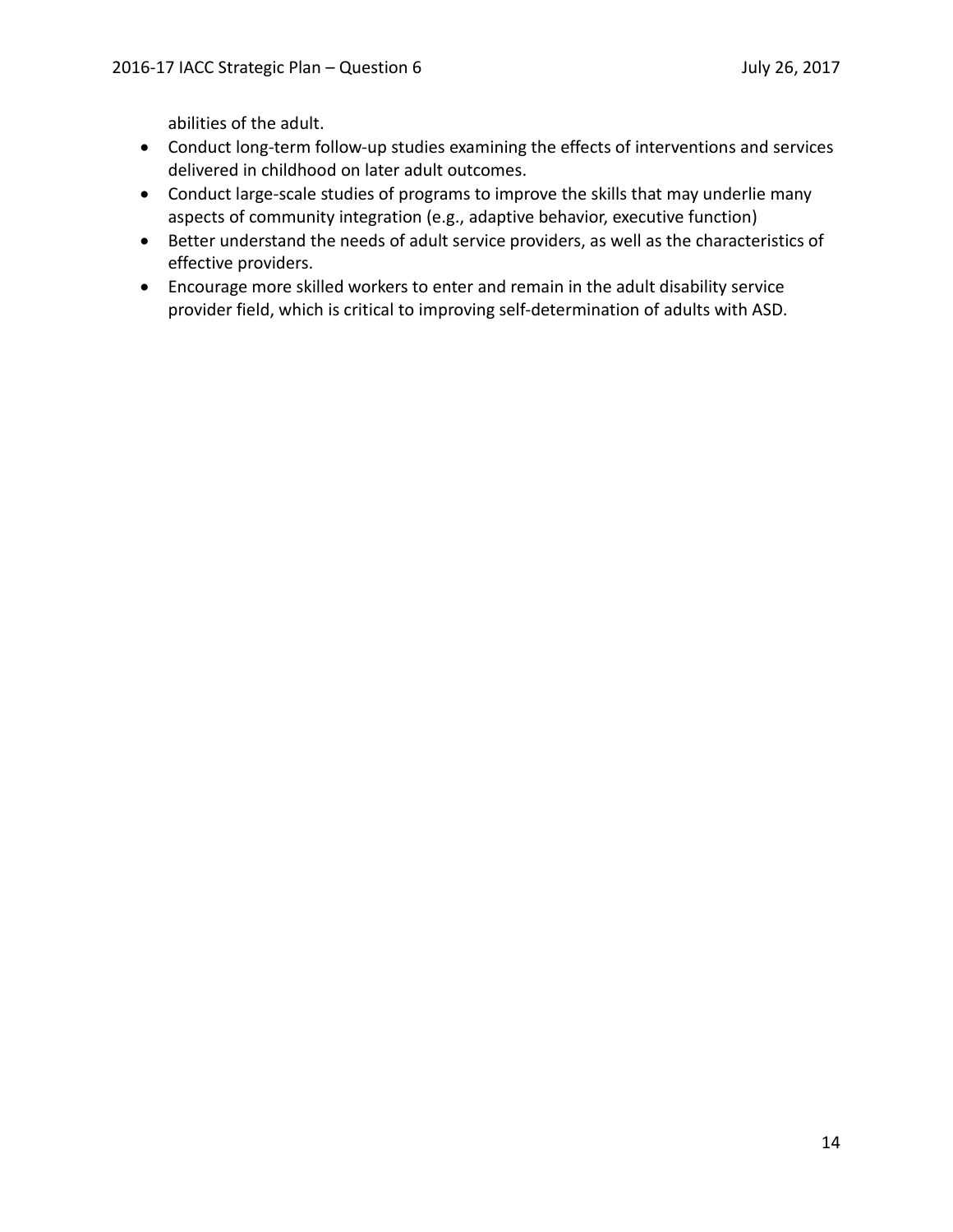abilities of the adult.

- Conduct long-term follow-up studies examining the effects of interventions and services delivered in childhood on later adult outcomes.
- Conduct large-scale studies of programs to improve the skills that may underlie many aspects of community integration (e.g., adaptive behavior, executive function)
- Better understand the needs of adult service providers, as well as the characteristics of effective providers.
- Encourage more skilled workers to enter and remain in the adult disability service provider field, which is critical to improving self-determination of adults with ASD.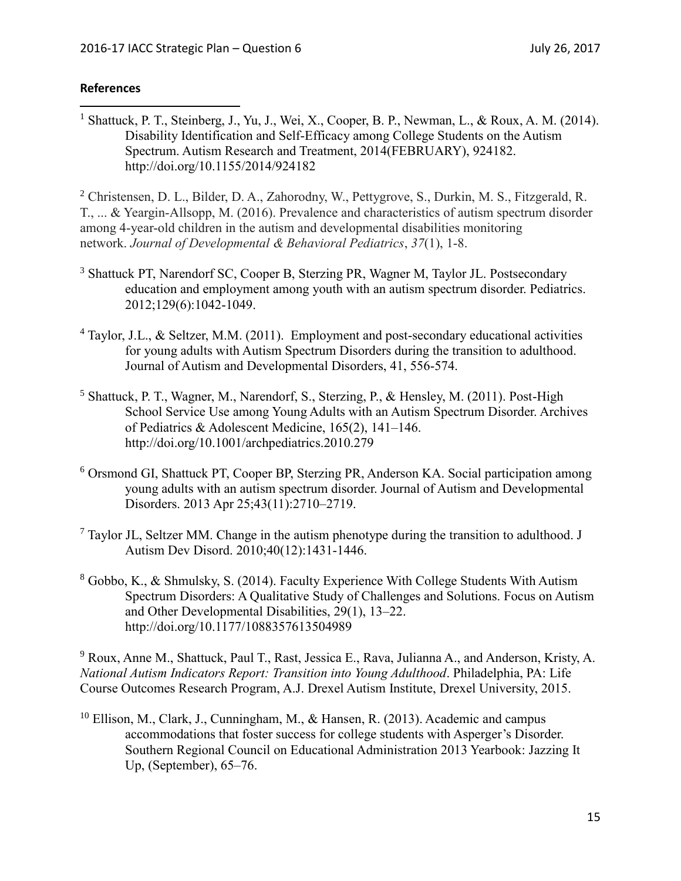**References**

[1] Shattuck, P. T., Steinberg, J., Yu, J., Wei, X., Cooper, B. P., Newman, L., & Roux, A. M. (2014). Disability Identification and Self-Efficacy among College Students on the Autism Spectrum. Autism Research and Treatment, 2014(FEBRUARY), 924182. http://doi.org/10.1155/2014/924182

[2] Christensen, D. L., Bilder, D. A., Zahorodny, W., Pettygrove, S., Durkin, M. S., Fitzgerald, R. T., ... & Yeargin-Allsopp, M. (2016). Prevalence and characteristics of autism spectrum disorder among 4-year-old children in the autism and developmental disabilities monitoring network. *Journal of Developmental & Behavioral Pediatrics*, *37*(1), 1-8.

[3] Shattuck PT, Narendorf SC, Cooper B, Sterzing PR, Wagner M, Taylor JL. Postsecondary education and employment among youth with an autism spectrum disorder. Pediatrics. 2012;129(6):1042-1049.

[4] Taylor, J.L., & Seltzer, M.M. (2011). Employment and post-secondary educational activities for young adults with Autism Spectrum Disorders during the transition to adulthood. Journal of Autism and Developmental Disorders, 41, 556-574.

[5] Shattuck, P. T., Wagner, M., Narendorf, S., Sterzing, P., & Hensley, M. (2011). Post-High School Service Use among Young Adults with an Autism Spectrum Disorder. Archives of Pediatrics & Adolescent Medicine, 165(2), 141–146. http://doi.org/10.1001/archpediatrics.2010.279

[6] Orsmond GI, Shattuck PT, Cooper BP, Sterzing PR, Anderson KA. Social participation among young adults with an autism spectrum disorder. Journal of Autism and Developmental Disorders. 2013 Apr 25;43(11):2710–2719.

[7] Taylor JL, Seltzer MM. Change in the autism phenotype during the transition to adulthood. J Autism Dev Disord. 2010;40(12):1431-1446.

[8] Gobbo, K., & Shmulsky, S. (2014). Faculty Experience With College Students With Autism Spectrum Disorders: A Qualitative Study of Challenges and Solutions. Focus on Autism and Other Developmental Disabilities, 29(1), 13–22. http://doi.org/10.1177/1088357613504989

[9] Roux, Anne M., Shattuck, Paul T., Rast, Jessica E., Rava, Julianna A., and Anderson, Kristy, A. *National Autism Indicators Report: Transition into Young Adulthood*. Philadelphia, PA: Life Course Outcomes Research Program, A.J. Drexel Autism Institute, Drexel University, 2015.

[10] Ellison, M., Clark, J., Cunningham, M., & Hansen, R. (2013). Academic and campus accommodations that foster success for college students with Asperger's Disorder. Southern Regional Council on Educational Administration 2013 Yearbook: Jazzing It Up, (September), 65–76.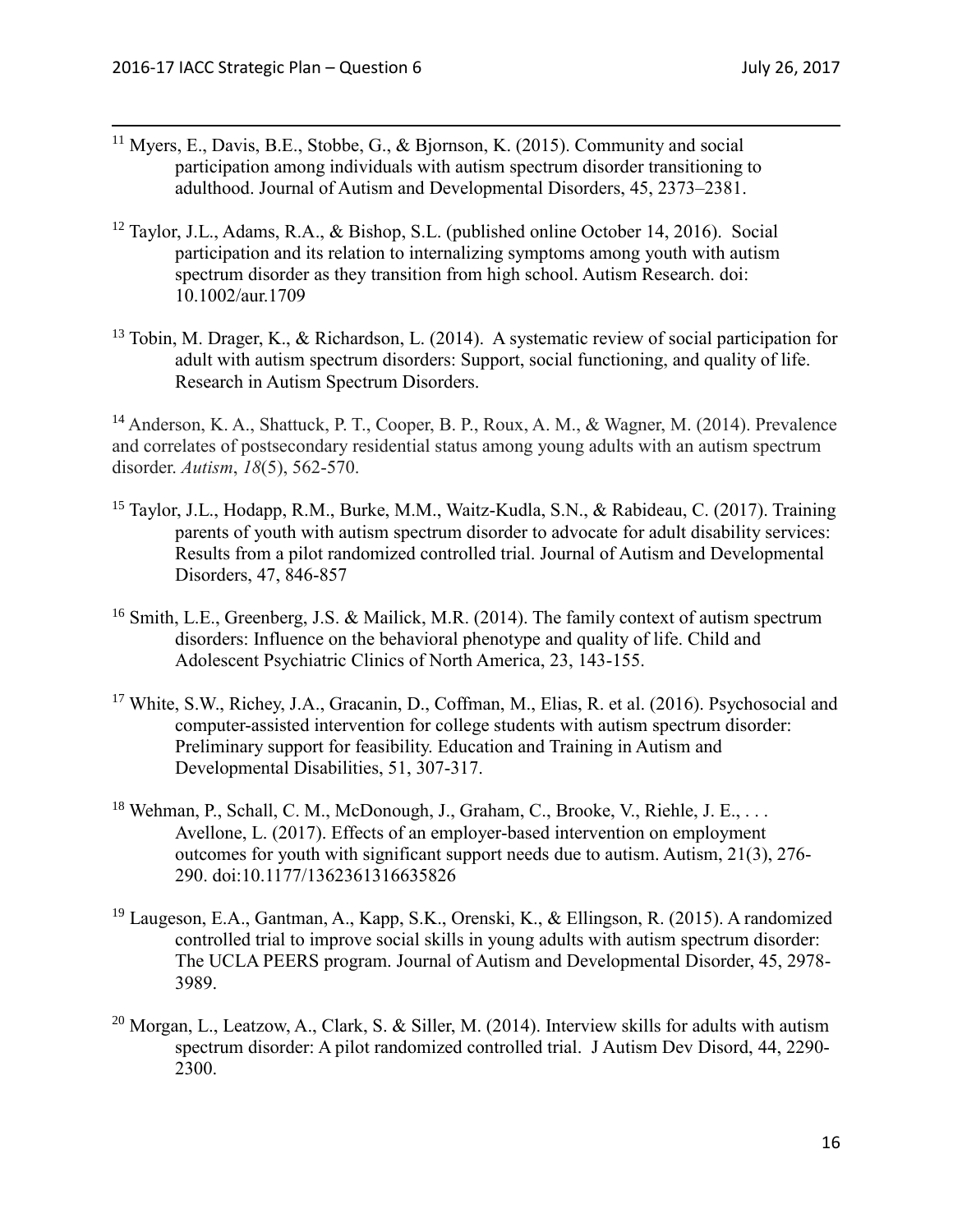[11] Myers, E., Davis, B.E., Stobbe, G., & Bjornson, K. (2015). Community and social participation among individuals with autism spectrum disorder transitioning to adulthood. Journal of Autism and Developmental Disorders, 45, 2373–2381.

[12] Taylor, J.L., Adams, R.A., & Bishop, S.L. (published online October 14, 2016). Social participation and its relation to internalizing symptoms among youth with autism spectrum disorder as they transition from high school. Autism Research. doi: 10.1002/aur.1709

[13] Tobin, M. Drager, K., & Richardson, L. (2014). A systematic review of social participation for adult with autism spectrum disorders: Support, social functioning, and quality of life. Research in Autism Spectrum Disorders.

[14] Anderson, K. A., Shattuck, P. T., Cooper, B. P., Roux, A. M., & Wagner, M. (2014). Prevalence and correlates of postsecondary residential status among young adults with an autism spectrum disorder. *Autism*, *18*(5), 562-570.

[15] Taylor, J.L., Hodapp, R.M., Burke, M.M., Waitz-Kudla, S.N., & Rabideau, C. (2017). Training parents of youth with autism spectrum disorder to advocate for adult disability services: Results from a pilot randomized controlled trial. Journal of Autism and Developmental Disorders, 47, 846-857

[16] Smith, L.E., Greenberg, J.S. & Mailick, M.R. (2014). The family context of autism spectrum disorders: Influence on the behavioral phenotype and quality of life. Child and Adolescent Psychiatric Clinics of North America, 23, 143-155.

[17] White, S.W., Richey, J.A., Gracanin, D., Coffman, M., Elias, R. et al. (2016). Psychosocial and computer-assisted intervention for college students with autism spectrum disorder: Preliminary support for feasibility. Education and Training in Autism and Developmental Disabilities, 51, 307-317.

[18] Wehman, P., Schall, C. M., McDonough, J., Graham, C., Brooke, V., Riehle, J. E., . . . Avellone, L. (2017). Effects of an employer-based intervention on employment outcomes for youth with significant support needs due to autism. Autism, 21(3), 276-290. doi:10.1177/1362361316635826

[19] Laugeson, E.A., Gantman, A., Kapp, S.K., Orenski, K., & Ellingson, R. (2015). A randomized controlled trial to improve social skills in young adults with autism spectrum disorder: The UCLA PEERS program. Journal of Autism and Developmental Disorder, 45, 2978-3989.

[20] Morgan, L., Leatzow, A., Clark, S. & Siller, M. (2014). Interview skills for adults with autism spectrum disorder: A pilot randomized controlled trial. J Autism Dev Disord, 44, 2290-2300.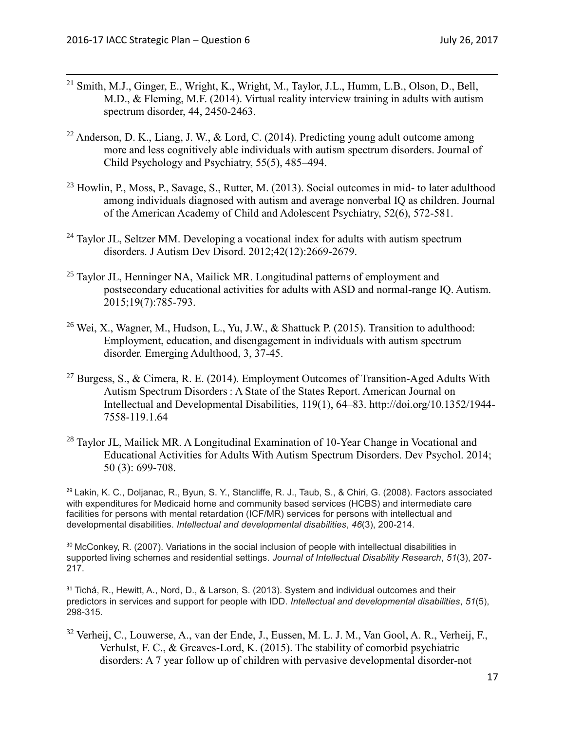[21] Smith, M.J., Ginger, E., Wright, K., Wright, M., Taylor, J.L., Humm, L.B., Olson, D., Bell, M.D., & Fleming, M.F. (2014). Virtual reality interview training in adults with autism spectrum disorder, 44, 2450-2463.

[22] Anderson, D. K., Liang, J. W., & Lord, C. (2014). Predicting young adult outcome among more and less cognitively able individuals with autism spectrum disorders. Journal of Child Psychology and Psychiatry, 55(5), 485–494.

[23] Howlin, P., Moss, P., Savage, S., Rutter, M. (2013). Social outcomes in mid- to later adulthood among individuals diagnosed with autism and average nonverbal IQ as children. Journal of the American Academy of Child and Adolescent Psychiatry, 52(6), 572-581.

[24] Taylor JL, Seltzer MM. Developing a vocational index for adults with autism spectrum disorders. J Autism Dev Disord. 2012;42(12):2669-2679.

[25] Taylor JL, Henninger NA, Mailick MR. Longitudinal patterns of employment and postsecondary educational activities for adults with ASD and normal-range IQ. Autism. 2015;19(7):785-793.

[26] Wei, X., Wagner, M., Hudson, L., Yu, J.W., & Shattuck P. (2015). Transition to adulthood: Employment, education, and disengagement in individuals with autism spectrum disorder. Emerging Adulthood, 3, 37-45.

[27] Burgess, S., & Cimera, R. E. (2014). Employment Outcomes of Transition-Aged Adults With Autism Spectrum Disorders : A State of the States Report. American Journal on Intellectual and Developmental Disabilities, 119(1), 64–83. http://doi.org/10.1352/1944-7558-119.1.64

[28] Taylor JL, Mailick MR. A Longitudinal Examination of 10-Year Change in Vocational and Educational Activities for Adults With Autism Spectrum Disorders. Dev Psychol. 2014; 50 (3): 699-708.

[29] Lakin, K. C., Doljanac, R., Byun, S. Y., Stancliffe, R. J., Taub, S., & Chiri, G. (2008). Factors associated with expenditures for Medicaid home and community based services (HCBS) and intermediate care facilities for persons with mental retardation (ICF/MR) services for persons with intellectual and developmental disabilities. *Intellectual and developmental disabilities*, *46*(3), 200-214.

[30] McConkey, R. (2007). Variations in the social inclusion of people with intellectual disabilities in supported living schemes and residential settings. *Journal of Intellectual Disability Research*, *51*(3), 207-217.

[31] Tichá, R., Hewitt, A., Nord, D., & Larson, S. (2013). System and individual outcomes and their predictors in services and support for people with IDD. *Intellectual and developmental disabilities*, *51*(5), 298-315.

[32] Verheij, C., Louwerse, A., van der Ende, J., Eussen, M. L. J. M., Van Gool, A. R., Verheij, F., Verhulst, F. C., & Greaves-Lord, K. (2015). The stability of comorbid psychiatric disorders: A 7 year follow up of children with pervasive developmental disorder-not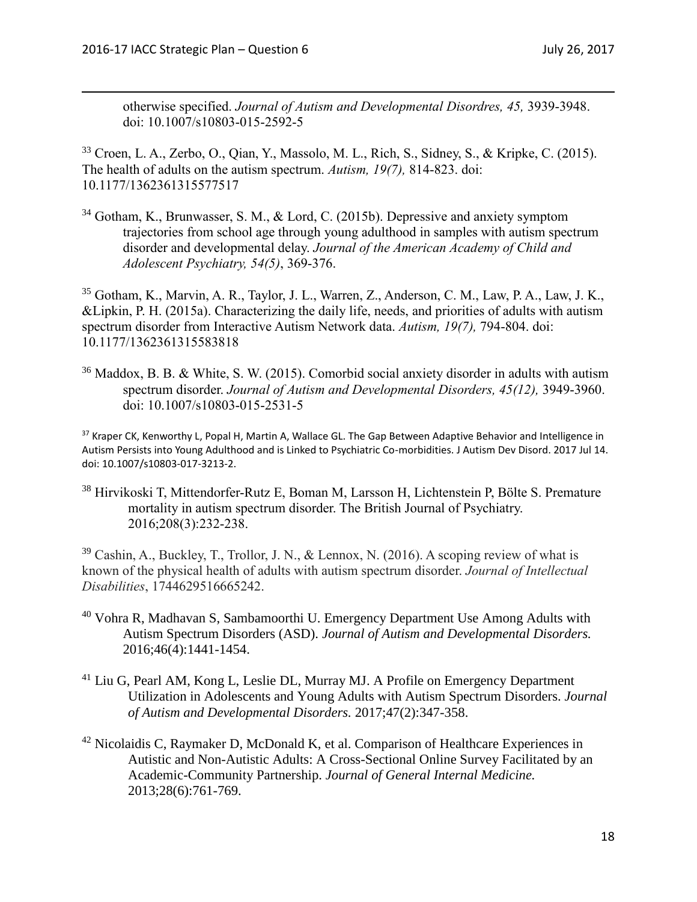otherwise specified. *Journal of Autism and Developmental Disordres, 45,* 3939-3948. doi: 10.1007/s10803-015-2592-5

[33] Croen, L. A., Zerbo, O., Qian, Y., Massolo, M. L., Rich, S., Sidney, S., & Kripke, C. (2015). The health of adults on the autism spectrum. *Autism, 19(7),* 814-823. doi: 10.1177/1362361315577517

[34] Gotham, K., Brunwasser, S. M., & Lord, C. (2015b). Depressive and anxiety symptom trajectories from school age through young adulthood in samples with autism spectrum disorder and developmental delay. *Journal of the American Academy of Child and Adolescent Psychiatry, 54(5)*, 369-376.

[35] Gotham, K., Marvin, A. R., Taylor, J. L., Warren, Z., Anderson, C. M., Law, P. A., Law, J. K., &Lipkin, P. H. (2015a). Characterizing the daily life, needs, and priorities of adults with autism spectrum disorder from Interactive Autism Network data. *Autism, 19(7),* 794-804. doi: 10.1177/1362361315583818

[36] Maddox, B. B. & White, S. W. (2015). Comorbid social anxiety disorder in adults with autism spectrum disorder. *Journal of Autism and Developmental Disorders, 45(12),* 3949-3960. doi: 10.1007/s10803-015-2531-5

[37] Kraper CK, Kenworthy L, Popal H, Martin A, Wallace GL. The Gap Between Adaptive Behavior and Intelligence in Autism Persists into Young Adulthood and is Linked to Psychiatric Co-morbidities. J Autism Dev Disord. 2017 Jul 14. doi: 10.1007/s10803-017-3213-2.

[38] Hirvikoski T, Mittendorfer-Rutz E, Boman M, Larsson H, Lichtenstein P, Bölte S. Premature mortality in autism spectrum disorder. The British Journal of Psychiatry. 2016;208(3):232-238.

[39] Cashin, A., Buckley, T., Trollor, J. N., & Lennox, N. (2016). A scoping review of what is known of the physical health of adults with autism spectrum disorder. *Journal of Intellectual Disabilities*, 1744629516665242.

[40] Vohra R, Madhavan S, Sambamoorthi U. Emergency Department Use Among Adults with Autism Spectrum Disorders (ASD). *Journal of Autism and Developmental Disorders.* 2016;46(4):1441-1454.

[41] Liu G, Pearl AM, Kong L, Leslie DL, Murray MJ. A Profile on Emergency Department Utilization in Adolescents and Young Adults with Autism Spectrum Disorders. *Journal of Autism and Developmental Disorders.* 2017;47(2):347-358.

[42] Nicolaidis C, Raymaker D, McDonald K, et al. Comparison of Healthcare Experiences in Autistic and Non-Autistic Adults: A Cross-Sectional Online Survey Facilitated by an Academic-Community Partnership. *Journal of General Internal Medicine.* 2013;28(6):761-769.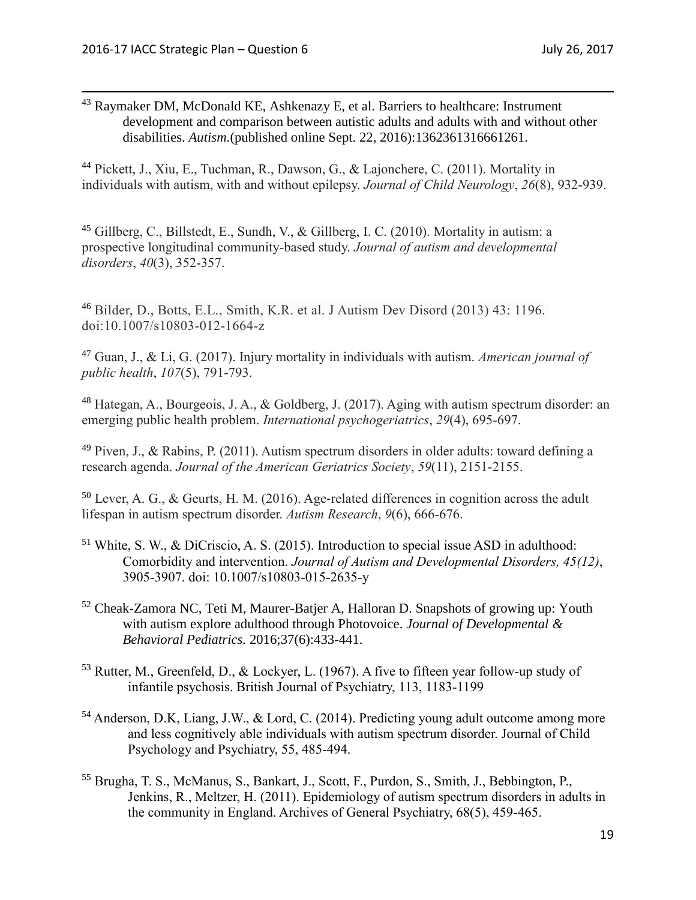[43] Raymaker DM, McDonald KE, Ashkenazy E, et al. Barriers to healthcare: Instrument development and comparison between autistic adults and adults with and without other disabilities. *Autism.*(published online Sept. 22, 2016):1362361316661261.

[44] Pickett, J., Xiu, E., Tuchman, R., Dawson, G., & Lajonchere, C. (2011). Mortality in individuals with autism, with and without epilepsy. *Journal of Child Neurology*, *26*(8), 932-939.

[45] Gillberg, C., Billstedt, E., Sundh, V., & Gillberg, I. C. (2010). Mortality in autism: a prospective longitudinal community-based study. *Journal of autism and developmental disorders*, *40*(3), 352-357.

[46] Bilder, D., Botts, E.L., Smith, K.R. et al. J Autism Dev Disord (2013) 43: 1196. doi:10.1007/s10803-012-1664-z

[47] Guan, J., & Li, G. (2017). Injury mortality in individuals with autism. *American journal of public health*, *107*(5), 791-793.

[48] Hategan, A., Bourgeois, J. A., & Goldberg, J. (2017). Aging with autism spectrum disorder: an emerging public health problem. *International psychogeriatrics*, *29*(4), 695-697.

[49] Piven, J., & Rabins, P. (2011). Autism spectrum disorders in older adults: toward defining a research agenda. *Journal of the American Geriatrics Society*, *59*(11), 2151-2155.

[50] Lever, A. G., & Geurts, H. M. (2016). Age-related differences in cognition across the adult lifespan in autism spectrum disorder. *Autism Research*, *9*(6), 666-676.

[51] White, S. W., & DiCriscio, A. S. (2015). Introduction to special issue ASD in adulthood: Comorbidity and intervention. *Journal of Autism and Developmental Disorders, 45(12)*, 3905-3907. doi: 10.1007/s10803-015-2635-y

[52] Cheak-Zamora NC, Teti M, Maurer-Batjer A, Halloran D. Snapshots of growing up: Youth with autism explore adulthood through Photovoice. *Journal of Developmental & Behavioral Pediatrics.* 2016;37(6):433-441.

[53] Rutter, M., Greenfeld, D., & Lockyer, L. (1967). A five to fifteen year follow-up study of infantile psychosis. British Journal of Psychiatry, 113, 1183-1199

[54] Anderson, D.K, Liang, J.W., & Lord, C. (2014). Predicting young adult outcome among more and less cognitively able individuals with autism spectrum disorder. Journal of Child Psychology and Psychiatry, 55, 485-494.

[55] Brugha, T. S., McManus, S., Bankart, J., Scott, F., Purdon, S., Smith, J., Bebbington, P., Jenkins, R., Meltzer, H. (2011). Epidemiology of autism spectrum disorders in adults in the community in England. Archives of General Psychiatry, 68(5), 459-465.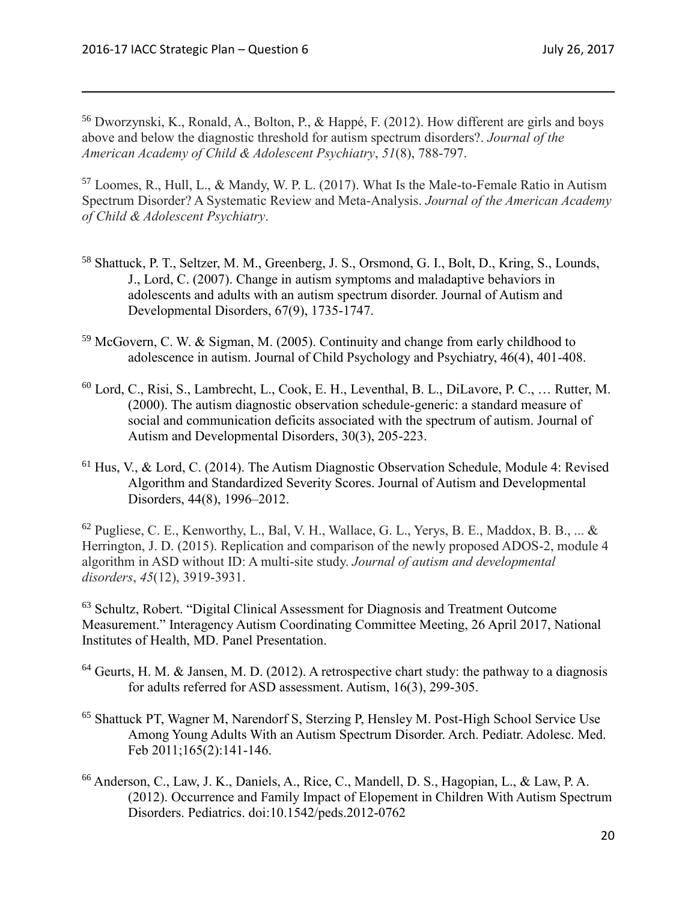[56] Dworzynski, K., Ronald, A., Bolton, P., & Happé, F. (2012). How different are girls and boys above and below the diagnostic threshold for autism spectrum disorders?. *Journal of the American Academy of Child & Adolescent Psychiatry*, *51*(8), 788-797.

[57] Loomes, R., Hull, L., & Mandy, W. P. L. (2017). What Is the Male-to-Female Ratio in Autism Spectrum Disorder? A Systematic Review and Meta-Analysis. *Journal of the American Academy of Child & Adolescent Psychiatry*.

[58] Shattuck, P. T., Seltzer, M. M., Greenberg, J. S., Orsmond, G. I., Bolt, D., Kring, S., Lounds, J., Lord, C. (2007). Change in autism symptoms and maladaptive behaviors in adolescents and adults with an autism spectrum disorder. Journal of Autism and Developmental Disorders, 67(9), 1735-1747.

[59] McGovern, C. W. & Sigman, M. (2005). Continuity and change from early childhood to adolescence in autism. Journal of Child Psychology and Psychiatry, 46(4), 401-408.

[60] Lord, C., Risi, S., Lambrecht, L., Cook, E. H., Leventhal, B. L., DiLavore, P. C., … Rutter, M. (2000). The autism diagnostic observation schedule-generic: a standard measure of social and communication deficits associated with the spectrum of autism. Journal of Autism and Developmental Disorders, 30(3), 205-223.

[61] Hus, V., & Lord, C. (2014). The Autism Diagnostic Observation Schedule, Module 4: Revised Algorithm and Standardized Severity Scores. Journal of Autism and Developmental Disorders, 44(8), 1996–2012.

[62] Pugliese, C. E., Kenworthy, L., Bal, V. H., Wallace, G. L., Yerys, B. E., Maddox, B. B., ... & Herrington, J. D. (2015). Replication and comparison of the newly proposed ADOS-2, module 4 algorithm in ASD without ID: A multi-site study. *Journal of autism and developmental disorders*, *45*(12), 3919-3931.

[63] Schultz, Robert. "Digital Clinical Assessment for Diagnosis and Treatment Outcome Measurement." Interagency Autism Coordinating Committee Meeting, 26 April 2017, National Institutes of Health, MD. Panel Presentation.

[64] Geurts, H. M. & Jansen, M. D. (2012). A retrospective chart study: the pathway to a diagnosis for adults referred for ASD assessment. Autism, 16(3), 299-305.

[65] Shattuck PT, Wagner M, Narendorf S, Sterzing P, Hensley M. Post-High School Service Use Among Young Adults With an Autism Spectrum Disorder. Arch. Pediatr. Adolesc. Med. Feb 2011;165(2):141-146.

[66] Anderson, C., Law, J. K., Daniels, A., Rice, C., Mandell, D. S., Hagopian, L., & Law, P. A. (2012). Occurrence and Family Impact of Elopement in Children With Autism Spectrum Disorders. Pediatrics. doi:10.1542/peds.2012-0762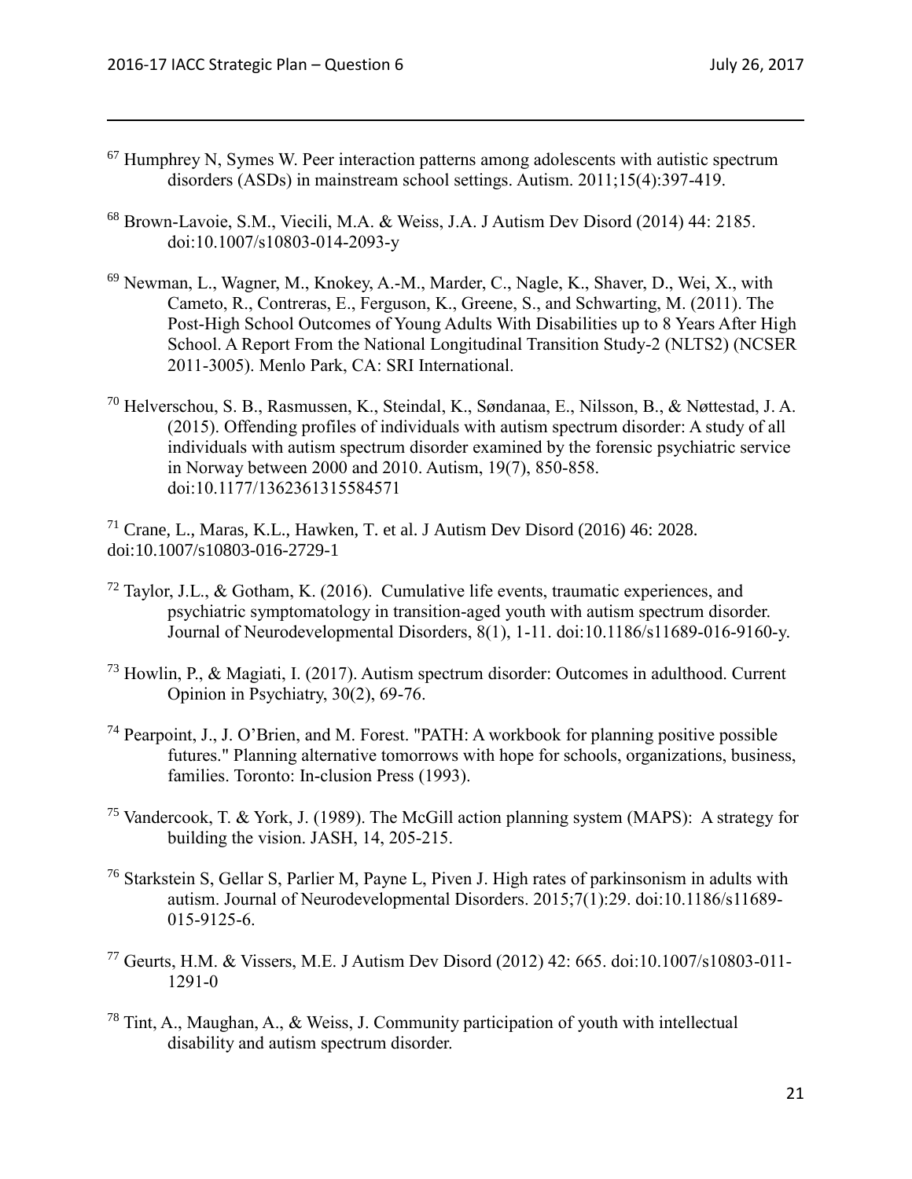[67] Humphrey N, Symes W. Peer interaction patterns among adolescents with autistic spectrum disorders (ASDs) in mainstream school settings. Autism. 2011;15(4):397-419.

[68] Brown-Lavoie, S.M., Viecili, M.A. & Weiss, J.A. J Autism Dev Disord (2014) 44: 2185. doi:10.1007/s10803-014-2093-y

[69] Newman, L., Wagner, M., Knokey, A.-M., Marder, C., Nagle, K., Shaver, D., Wei, X., with Cameto, R., Contreras, E., Ferguson, K., Greene, S., and Schwarting, M. (2011). The Post-High School Outcomes of Young Adults With Disabilities up to 8 Years After High School. A Report From the National Longitudinal Transition Study-2 (NLTS2) (NCSER 2011-3005). Menlo Park, CA: SRI International.

[70] Helverschou, S. B., Rasmussen, K., Steindal, K., Søndanaa, E., Nilsson, B., & Nøttestad, J. A. (2015). Offending profiles of individuals with autism spectrum disorder: A study of all individuals with autism spectrum disorder examined by the forensic psychiatric service in Norway between 2000 and 2010. Autism, 19(7), 850-858. doi:10.1177/1362361315584571

[71] Crane, L., Maras, K.L., Hawken, T. et al. J Autism Dev Disord (2016) 46: 2028. doi:10.1007/s10803-016-2729-1

[72] Taylor, J.L., & Gotham, K. (2016). Cumulative life events, traumatic experiences, and psychiatric symptomatology in transition-aged youth with autism spectrum disorder. Journal of Neurodevelopmental Disorders, 8(1), 1-11. doi:10.1186/s11689-016-9160-y.

[73] Howlin, P., & Magiati, I. (2017). Autism spectrum disorder: Outcomes in adulthood. Current Opinion in Psychiatry, 30(2), 69-76.

[74] Pearpoint, J., J. O'Brien, and M. Forest. "PATH: A workbook for planning positive possible futures." Planning alternative tomorrows with hope for schools, organizations, business, families. Toronto: In-clusion Press (1993).

[75] Vandercook, T. & York, J. (1989). The McGill action planning system (MAPS): A strategy for building the vision. JASH, 14, 205-215.

[76] Starkstein S, Gellar S, Parlier M, Payne L, Piven J. High rates of parkinsonism in adults with autism. Journal of Neurodevelopmental Disorders. 2015;7(1):29. doi:10.1186/s11689-015-9125-6.

[77] Geurts, H.M. & Vissers, M.E. J Autism Dev Disord (2012) 42: 665. doi:10.1007/s10803-011-1291-0

[78] Tint, A., Maughan, A., & Weiss, J. Community participation of youth with intellectual disability and autism spectrum disorder.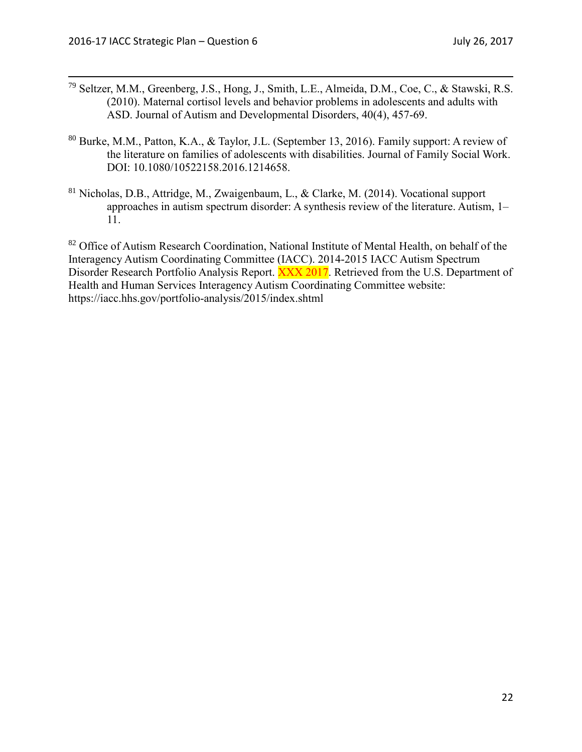[79] Seltzer, M.M., Greenberg, J.S., Hong, J., Smith, L.E., Almeida, D.M., Coe, C., & Stawski, R.S. (2010). Maternal cortisol levels and behavior problems in adolescents and adults with ASD. Journal of Autism and Developmental Disorders, 40(4), 457-69.

[80] Burke, M.M., Patton, K.A., & Taylor, J.L. (September 13, 2016). Family support: A review of the literature on families of adolescents with disabilities. Journal of Family Social Work. DOI: 10.1080/10522158.2016.1214658.

[81] Nicholas, D.B., Attridge, M., Zwaigenbaum, L., & Clarke, M. (2014). Vocational support approaches in autism spectrum disorder: A synthesis review of the literature. Autism, 1–11.

[82] Office of Autism Research Coordination, National Institute of Mental Health, on behalf of the Interagency Autism Coordinating Committee (IACC). 2014-2015 IACC Autism Spectrum Disorder Research Portfolio Analysis Report. XXX 2017. Retrieved from the U.S. Department of Health and Human Services Interagency Autism Coordinating Committee website: https://iacc.hhs.gov/portfolio-analysis/2015/index.shtml